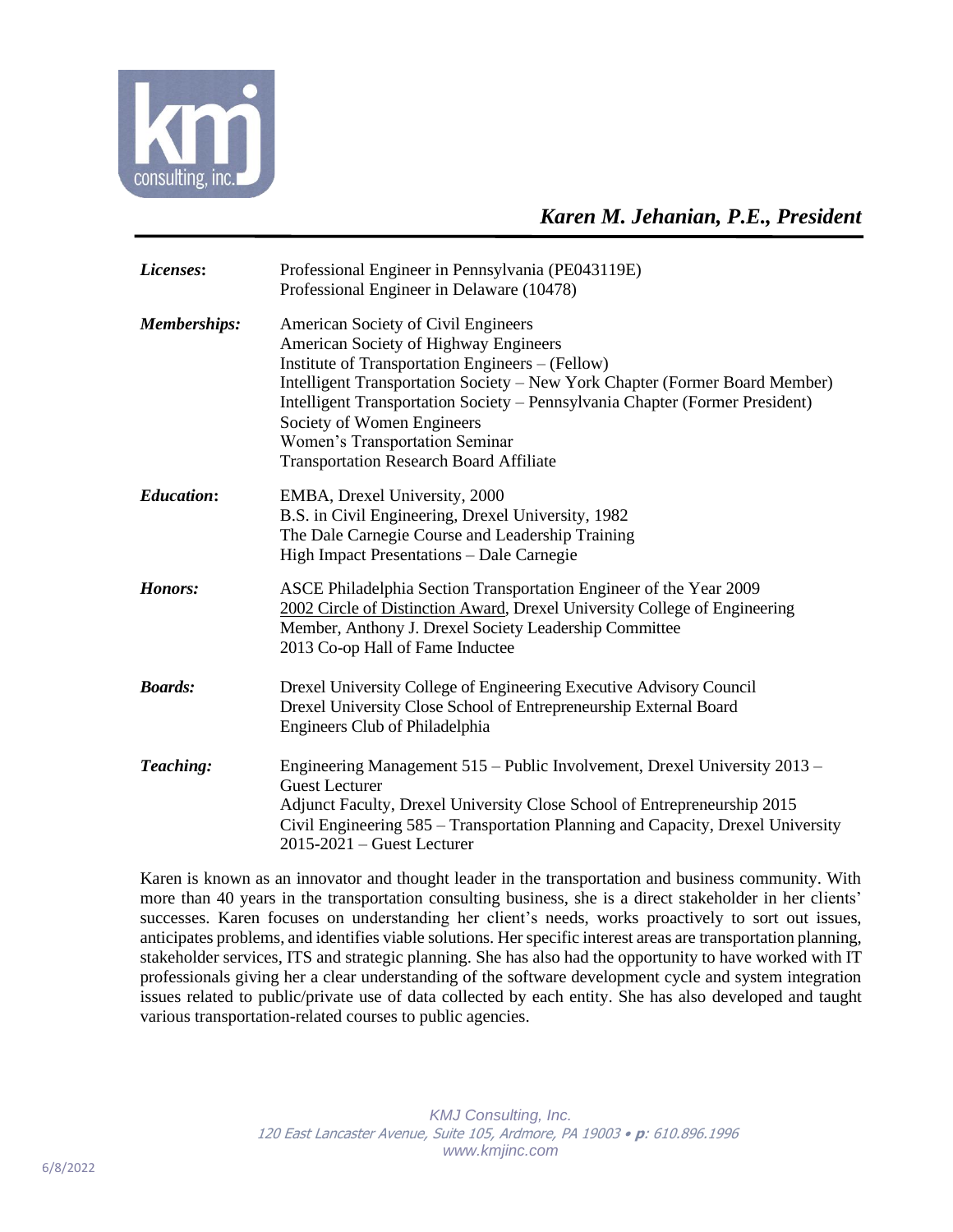# *Karen M. Jehanian, P.E., President*

| | |
|---|---|
| ***Licenses*:** | Professional Engineer in Pennsylvania (PE043119E)<br>Professional Engineer in Delaware (10478) |
| ***Memberships:*** | American Society of Civil Engineers<br>American Society of Highway Engineers<br>Institute of Transportation Engineers – (Fellow)<br>Intelligent Transportation Society – New York Chapter (Former Board Member)<br>Intelligent Transportation Society – Pennsylvania Chapter (Former President)<br>Society of Women Engineers<br>Women's Transportation Seminar<br>Transportation Research Board Affiliate |
| ***Education*:** | EMBA, Drexel University, 2000<br>B.S. in Civil Engineering, Drexel University, 1982<br>The Dale Carnegie Course and Leadership Training<br>High Impact Presentations – Dale Carnegie |
| ***Honors:*** | ASCE Philadelphia Section Transportation Engineer of the Year 2009<br>2002 Circle of Distinction Award, Drexel University College of Engineering<br>Member, Anthony J. Drexel Society Leadership Committee<br>2013 Co-op Hall of Fame Inductee |
| ***Boards:*** | Drexel University College of Engineering Executive Advisory Council<br>Drexel University Close School of Entrepreneurship External Board<br>Engineers Club of Philadelphia |
| ***Teaching:*** | Engineering Management 515 – Public Involvement, Drexel University 2013 – Guest Lecturer<br>Adjunct Faculty, Drexel University Close School of Entrepreneurship 2015<br>Civil Engineering 585 – Transportation Planning and Capacity, Drexel University 2015-2021 – Guest Lecturer |

Karen is known as an innovator and thought leader in the transportation and business community. With more than 40 years in the transportation consulting business, she is a direct stakeholder in her clients' successes. Karen focuses on understanding her client's needs, works proactively to sort out issues, anticipates problems, and identifies viable solutions. Her specific interest areas are transportation planning, stakeholder services, ITS and strategic planning. She has also had the opportunity to have worked with IT professionals giving her a clear understanding of the software development cycle and system integration issues related to public/private use of data collected by each entity. She has also developed and taught various transportation-related courses to public agencies.

*KMJ Consulting, Inc.*
*120 East Lancaster Avenue, Suite 105, Ardmore, PA 19003 • **p**: 610.896.1996*
*www.kmjinc.com*

6/8/2022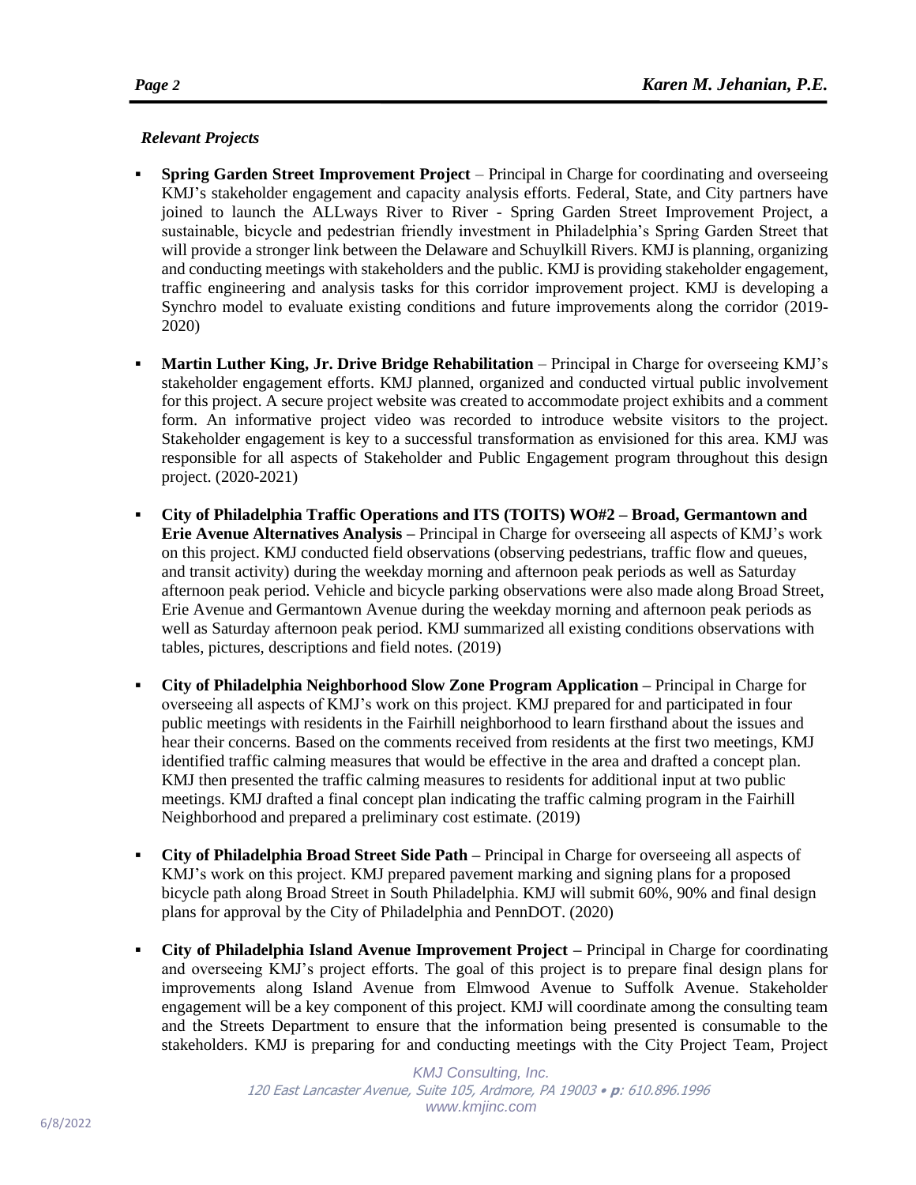*Relevant Projects*

- **Spring Garden Street Improvement Project** – Principal in Charge for coordinating and overseeing KMJ's stakeholder engagement and capacity analysis efforts. Federal, State, and City partners have joined to launch the ALLways River to River - Spring Garden Street Improvement Project, a sustainable, bicycle and pedestrian friendly investment in Philadelphia's Spring Garden Street that will provide a stronger link between the Delaware and Schuylkill Rivers. KMJ is planning, organizing and conducting meetings with stakeholders and the public. KMJ is providing stakeholder engagement, traffic engineering and analysis tasks for this corridor improvement project. KMJ is developing a Synchro model to evaluate existing conditions and future improvements along the corridor (2019-2020)

- **Martin Luther King, Jr. Drive Bridge Rehabilitation** – Principal in Charge for overseeing KMJ's stakeholder engagement efforts. KMJ planned, organized and conducted virtual public involvement for this project. A secure project website was created to accommodate project exhibits and a comment form. An informative project video was recorded to introduce website visitors to the project. Stakeholder engagement is key to a successful transformation as envisioned for this area. KMJ was responsible for all aspects of Stakeholder and Public Engagement program throughout this design project. (2020-2021)

- **City of Philadelphia Traffic Operations and ITS (TOITS) WO#2 – Broad, Germantown and Erie Avenue Alternatives Analysis –** Principal in Charge for overseeing all aspects of KMJ's work on this project. KMJ conducted field observations (observing pedestrians, traffic flow and queues, and transit activity) during the weekday morning and afternoon peak periods as well as Saturday afternoon peak period. Vehicle and bicycle parking observations were also made along Broad Street, Erie Avenue and Germantown Avenue during the weekday morning and afternoon peak periods as well as Saturday afternoon peak period. KMJ summarized all existing conditions observations with tables, pictures, descriptions and field notes. (2019)

- **City of Philadelphia Neighborhood Slow Zone Program Application –** Principal in Charge for overseeing all aspects of KMJ's work on this project. KMJ prepared for and participated in four public meetings with residents in the Fairhill neighborhood to learn firsthand about the issues and hear their concerns. Based on the comments received from residents at the first two meetings, KMJ identified traffic calming measures that would be effective in the area and drafted a concept plan. KMJ then presented the traffic calming measures to residents for additional input at two public meetings. KMJ drafted a final concept plan indicating the traffic calming program in the Fairhill Neighborhood and prepared a preliminary cost estimate. (2019)

- **City of Philadelphia Broad Street Side Path –** Principal in Charge for overseeing all aspects of KMJ's work on this project. KMJ prepared pavement marking and signing plans for a proposed bicycle path along Broad Street in South Philadelphia. KMJ will submit 60%, 90% and final design plans for approval by the City of Philadelphia and PennDOT. (2020)

- **City of Philadelphia Island Avenue Improvement Project –** Principal in Charge for coordinating and overseeing KMJ's project efforts. The goal of this project is to prepare final design plans for improvements along Island Avenue from Elmwood Avenue to Suffolk Avenue. Stakeholder engagement will be a key component of this project. KMJ will coordinate among the consulting team and the Streets Department to ensure that the information being presented is consumable to the stakeholders. KMJ is preparing for and conducting meetings with the City Project Team, Project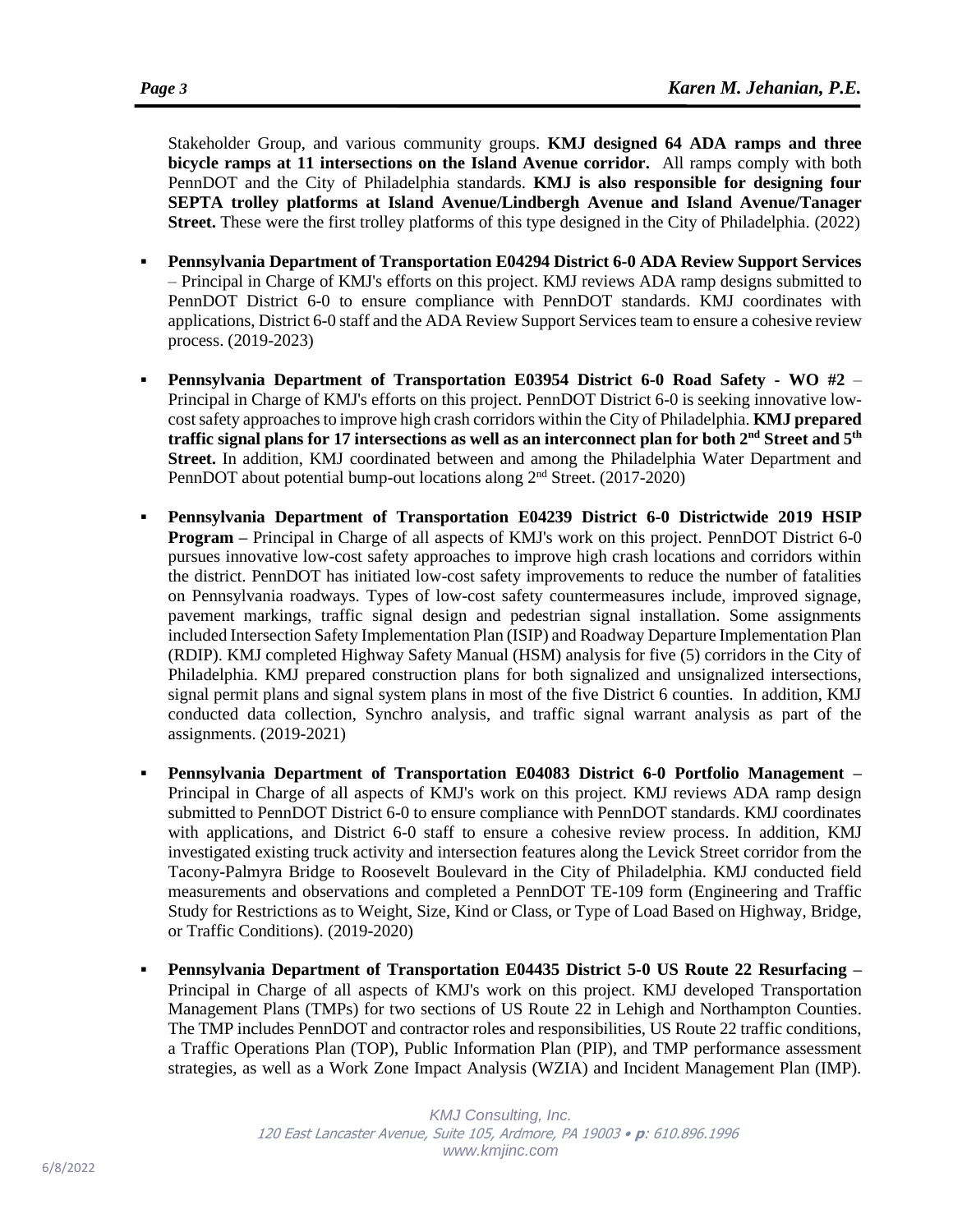Stakeholder Group, and various community groups. **KMJ designed 64 ADA ramps and three bicycle ramps at 11 intersections on the Island Avenue corridor.** All ramps comply with both PennDOT and the City of Philadelphia standards. **KMJ is also responsible for designing four SEPTA trolley platforms at Island Avenue/Lindbergh Avenue and Island Avenue/Tanager Street.** These were the first trolley platforms of this type designed in the City of Philadelphia. (2022)

- **Pennsylvania Department of Transportation E04294 District 6-0 ADA Review Support Services** – Principal in Charge of KMJ's efforts on this project. KMJ reviews ADA ramp designs submitted to PennDOT District 6-0 to ensure compliance with PennDOT standards. KMJ coordinates with applications, District 6-0 staff and the ADA Review Support Services team to ensure a cohesive review process. (2019-2023)

- **Pennsylvania Department of Transportation E03954 District 6-0 Road Safety - WO #2** – Principal in Charge of KMJ's efforts on this project. PennDOT District 6-0 is seeking innovative low-cost safety approaches to improve high crash corridors within the City of Philadelphia. **KMJ prepared traffic signal plans for 17 intersections as well as an interconnect plan for both 2nd Street and 5th Street.** In addition, KMJ coordinated between and among the Philadelphia Water Department and PennDOT about potential bump-out locations along 2nd Street. (2017-2020)

- **Pennsylvania Department of Transportation E04239 District 6-0 Districtwide 2019 HSIP Program –** Principal in Charge of all aspects of KMJ's work on this project. PennDOT District 6-0 pursues innovative low-cost safety approaches to improve high crash locations and corridors within the district. PennDOT has initiated low-cost safety improvements to reduce the number of fatalities on Pennsylvania roadways. Types of low-cost safety countermeasures include, improved signage, pavement markings, traffic signal design and pedestrian signal installation. Some assignments included Intersection Safety Implementation Plan (ISIP) and Roadway Departure Implementation Plan (RDIP). KMJ completed Highway Safety Manual (HSM) analysis for five (5) corridors in the City of Philadelphia. KMJ prepared construction plans for both signalized and unsignalized intersections, signal permit plans and signal system plans in most of the five District 6 counties. In addition, KMJ conducted data collection, Synchro analysis, and traffic signal warrant analysis as part of the assignments. (2019-2021)

- **Pennsylvania Department of Transportation E04083 District 6-0 Portfolio Management –** Principal in Charge of all aspects of KMJ's work on this project. KMJ reviews ADA ramp design submitted to PennDOT District 6-0 to ensure compliance with PennDOT standards. KMJ coordinates with applications, and District 6-0 staff to ensure a cohesive review process. In addition, KMJ investigated existing truck activity and intersection features along the Levick Street corridor from the Tacony-Palmyra Bridge to Roosevelt Boulevard in the City of Philadelphia. KMJ conducted field measurements and observations and completed a PennDOT TE-109 form (Engineering and Traffic Study for Restrictions as to Weight, Size, Kind or Class, or Type of Load Based on Highway, Bridge, or Traffic Conditions). (2019-2020)

- **Pennsylvania Department of Transportation E04435 District 5-0 US Route 22 Resurfacing –** Principal in Charge of all aspects of KMJ's work on this project. KMJ developed Transportation Management Plans (TMPs) for two sections of US Route 22 in Lehigh and Northampton Counties. The TMP includes PennDOT and contractor roles and responsibilities, US Route 22 traffic conditions, a Traffic Operations Plan (TOP), Public Information Plan (PIP), and TMP performance assessment strategies, as well as a Work Zone Impact Analysis (WZIA) and Incident Management Plan (IMP).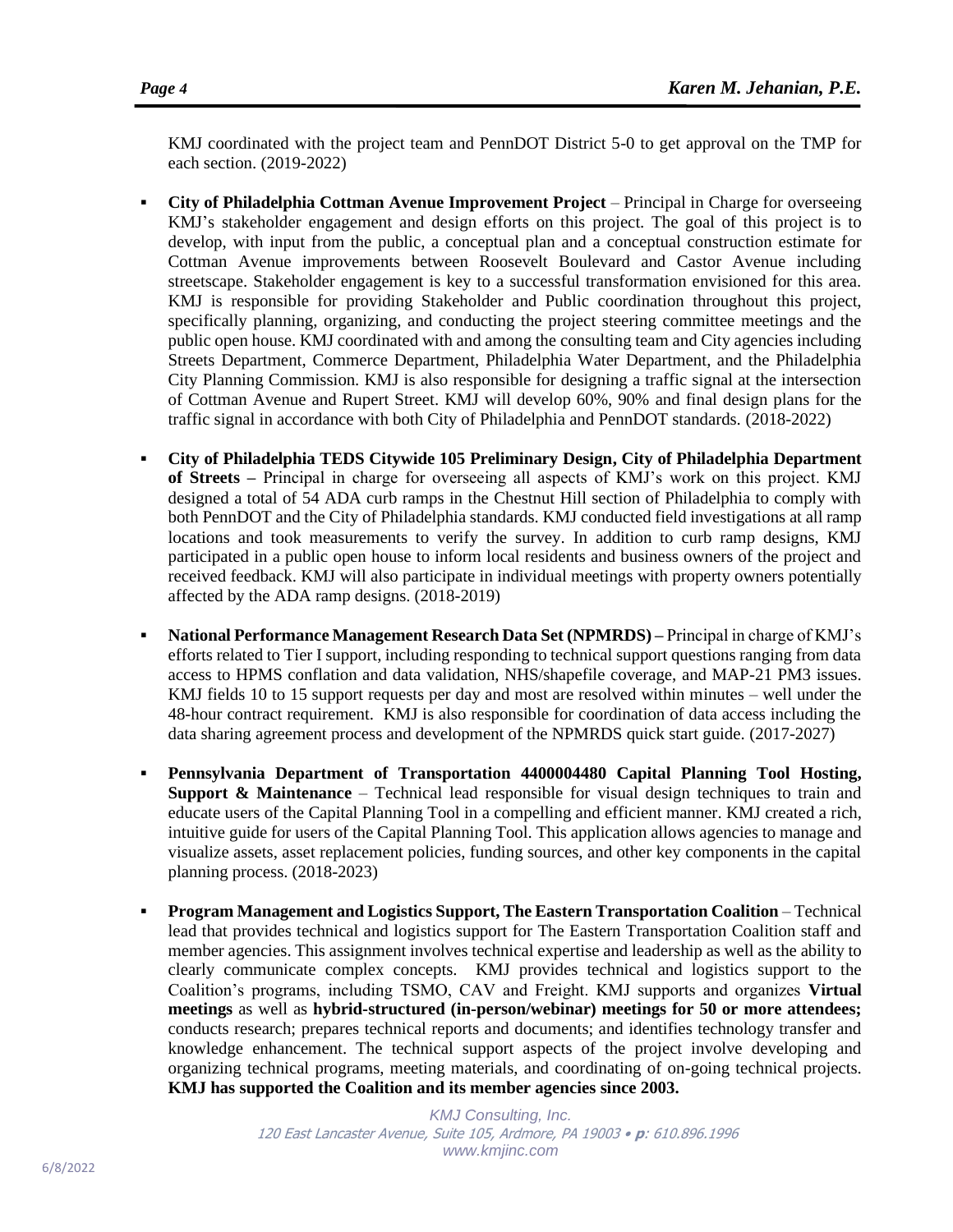KMJ coordinated with the project team and PennDOT District 5-0 to get approval on the TMP for each section. (2019-2022)

- **City of Philadelphia Cottman Avenue Improvement Project** – Principal in Charge for overseeing KMJ's stakeholder engagement and design efforts on this project. The goal of this project is to develop, with input from the public, a conceptual plan and a conceptual construction estimate for Cottman Avenue improvements between Roosevelt Boulevard and Castor Avenue including streetscape. Stakeholder engagement is key to a successful transformation envisioned for this area. KMJ is responsible for providing Stakeholder and Public coordination throughout this project, specifically planning, organizing, and conducting the project steering committee meetings and the public open house. KMJ coordinated with and among the consulting team and City agencies including Streets Department, Commerce Department, Philadelphia Water Department, and the Philadelphia City Planning Commission. KMJ is also responsible for designing a traffic signal at the intersection of Cottman Avenue and Rupert Street. KMJ will develop 60%, 90% and final design plans for the traffic signal in accordance with both City of Philadelphia and PennDOT standards. (2018-2022)

- **City of Philadelphia TEDS Citywide 105 Preliminary Design, City of Philadelphia Department of Streets –** Principal in charge for overseeing all aspects of KMJ's work on this project. KMJ designed a total of 54 ADA curb ramps in the Chestnut Hill section of Philadelphia to comply with both PennDOT and the City of Philadelphia standards. KMJ conducted field investigations at all ramp locations and took measurements to verify the survey. In addition to curb ramp designs, KMJ participated in a public open house to inform local residents and business owners of the project and received feedback. KMJ will also participate in individual meetings with property owners potentially affected by the ADA ramp designs. (2018-2019)

- **National Performance Management Research Data Set (NPMRDS) –** Principal in charge of KMJ's efforts related to Tier I support, including responding to technical support questions ranging from data access to HPMS conflation and data validation, NHS/shapefile coverage, and MAP-21 PM3 issues. KMJ fields 10 to 15 support requests per day and most are resolved within minutes – well under the 48-hour contract requirement. KMJ is also responsible for coordination of data access including the data sharing agreement process and development of the NPMRDS quick start guide. (2017-2027)

- **Pennsylvania Department of Transportation 4400004480 Capital Planning Tool Hosting, Support & Maintenance** – Technical lead responsible for visual design techniques to train and educate users of the Capital Planning Tool in a compelling and efficient manner. KMJ created a rich, intuitive guide for users of the Capital Planning Tool. This application allows agencies to manage and visualize assets, asset replacement policies, funding sources, and other key components in the capital planning process. (2018-2023)

- **Program Management and Logistics Support, The Eastern Transportation Coalition** – Technical lead that provides technical and logistics support for The Eastern Transportation Coalition staff and member agencies. This assignment involves technical expertise and leadership as well as the ability to clearly communicate complex concepts. KMJ provides technical and logistics support to the Coalition's programs, including TSMO, CAV and Freight. KMJ supports and organizes **Virtual meetings** as well as **hybrid-structured (in-person/webinar) meetings for 50 or more attendees;** conducts research; prepares technical reports and documents; and identifies technology transfer and knowledge enhancement. The technical support aspects of the project involve developing and organizing technical programs, meeting materials, and coordinating of on-going technical projects. **KMJ has supported the Coalition and its member agencies since 2003.**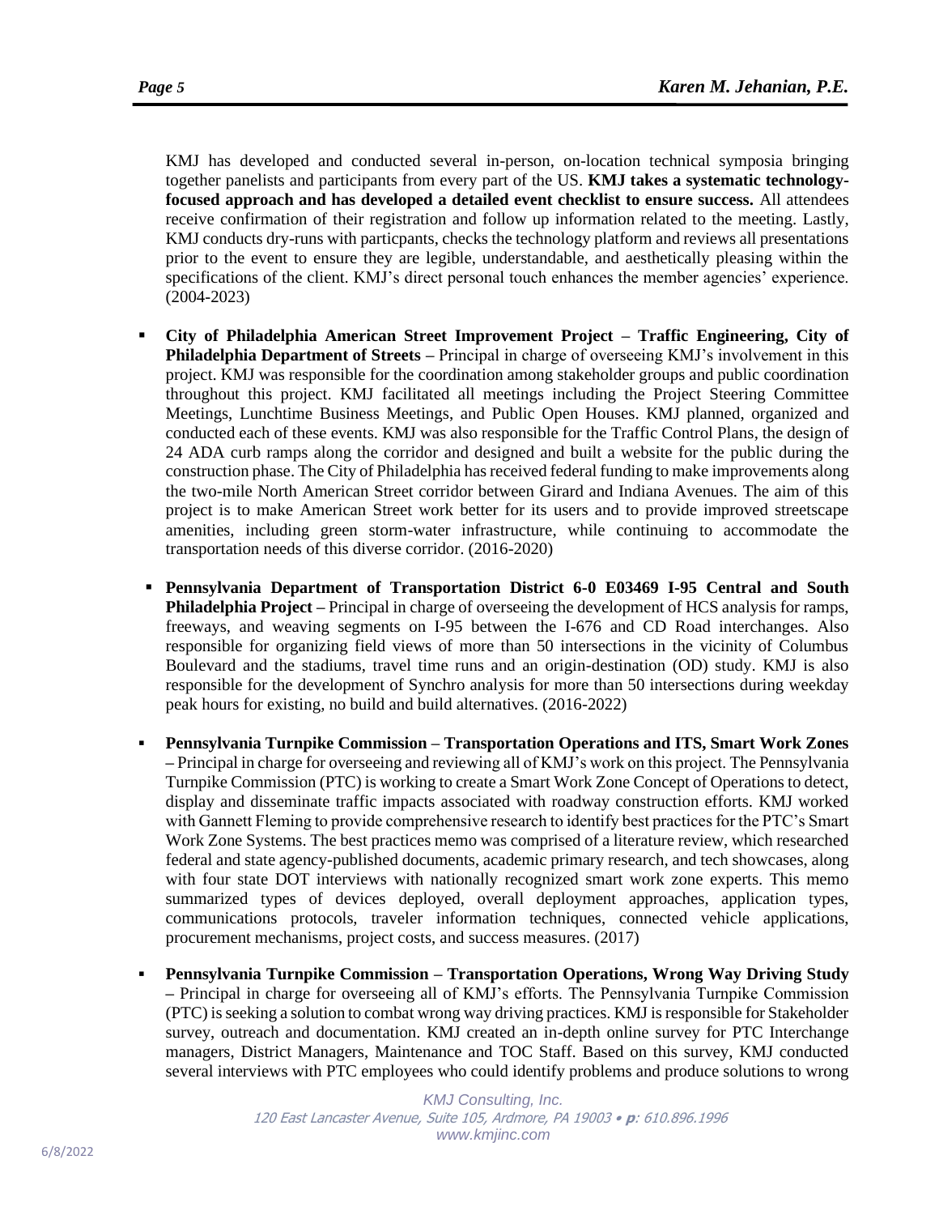KMJ has developed and conducted several in-person, on-location technical symposia bringing together panelists and participants from every part of the US. **KMJ takes a systematic technology-focused approach and has developed a detailed event checklist to ensure success.** All attendees receive confirmation of their registration and follow up information related to the meeting. Lastly, KMJ conducts dry-runs with particpants, checks the technology platform and reviews all presentations prior to the event to ensure they are legible, understandable, and aesthetically pleasing within the specifications of the client. KMJ's direct personal touch enhances the member agencies' experience. (2004-2023)

- **City of Philadelphia American Street Improvement Project – Traffic Engineering, City of Philadelphia Department of Streets –** Principal in charge of overseeing KMJ's involvement in this project. KMJ was responsible for the coordination among stakeholder groups and public coordination throughout this project. KMJ facilitated all meetings including the Project Steering Committee Meetings, Lunchtime Business Meetings, and Public Open Houses. KMJ planned, organized and conducted each of these events. KMJ was also responsible for the Traffic Control Plans, the design of 24 ADA curb ramps along the corridor and designed and built a website for the public during the construction phase. The City of Philadelphia has received federal funding to make improvements along the two-mile North American Street corridor between Girard and Indiana Avenues. The aim of this project is to make American Street work better for its users and to provide improved streetscape amenities, including green storm-water infrastructure, while continuing to accommodate the transportation needs of this diverse corridor. (2016-2020)

- **Pennsylvania Department of Transportation District 6-0 E03469 I-95 Central and South Philadelphia Project –** Principal in charge of overseeing the development of HCS analysis for ramps, freeways, and weaving segments on I-95 between the I-676 and CD Road interchanges. Also responsible for organizing field views of more than 50 intersections in the vicinity of Columbus Boulevard and the stadiums, travel time runs and an origin-destination (OD) study. KMJ is also responsible for the development of Synchro analysis for more than 50 intersections during weekday peak hours for existing, no build and build alternatives. (2016-2022)

- **Pennsylvania Turnpike Commission – Transportation Operations and ITS, Smart Work Zones –** Principal in charge for overseeing and reviewing all of KMJ's work on this project. The Pennsylvania Turnpike Commission (PTC) is working to create a Smart Work Zone Concept of Operations to detect, display and disseminate traffic impacts associated with roadway construction efforts. KMJ worked with Gannett Fleming to provide comprehensive research to identify best practices for the PTC's Smart Work Zone Systems. The best practices memo was comprised of a literature review, which researched federal and state agency-published documents, academic primary research, and tech showcases, along with four state DOT interviews with nationally recognized smart work zone experts. This memo summarized types of devices deployed, overall deployment approaches, application types, communications protocols, traveler information techniques, connected vehicle applications, procurement mechanisms, project costs, and success measures. (2017)

- **Pennsylvania Turnpike Commission – Transportation Operations, Wrong Way Driving Study –** Principal in charge for overseeing all of KMJ's efforts. The Pennsylvania Turnpike Commission (PTC) is seeking a solution to combat wrong way driving practices. KMJ is responsible for Stakeholder survey, outreach and documentation. KMJ created an in-depth online survey for PTC Interchange managers, District Managers, Maintenance and TOC Staff. Based on this survey, KMJ conducted several interviews with PTC employees who could identify problems and produce solutions to wrong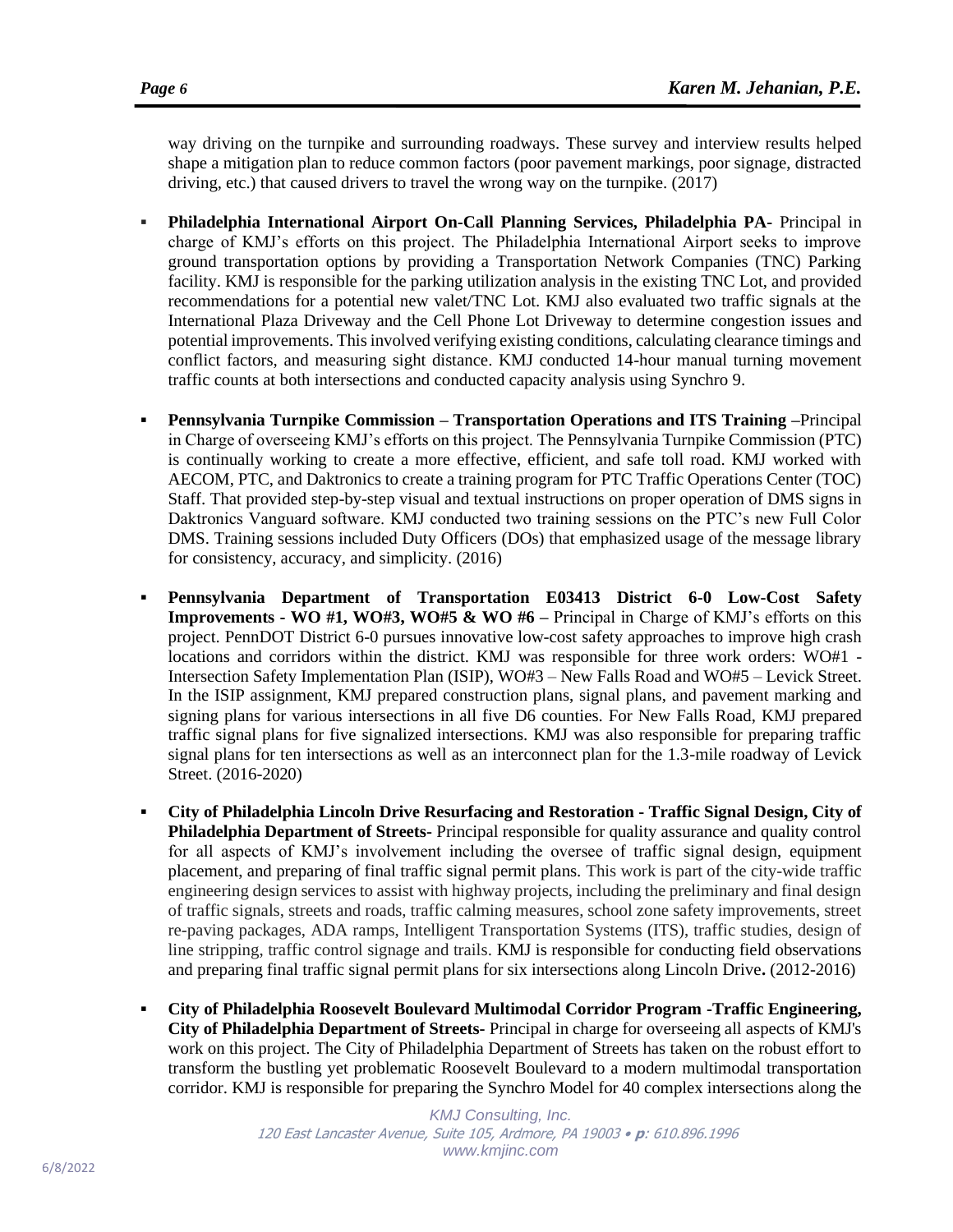way driving on the turnpike and surrounding roadways. These survey and interview results helped shape a mitigation plan to reduce common factors (poor pavement markings, poor signage, distracted driving, etc.) that caused drivers to travel the wrong way on the turnpike. (2017)

- **Philadelphia International Airport On-Call Planning Services, Philadelphia PA**- Principal in charge of KMJ's efforts on this project. The Philadelphia International Airport seeks to improve ground transportation options by providing a Transportation Network Companies (TNC) Parking facility. KMJ is responsible for the parking utilization analysis in the existing TNC Lot, and provided recommendations for a potential new valet/TNC Lot. KMJ also evaluated two traffic signals at the International Plaza Driveway and the Cell Phone Lot Driveway to determine congestion issues and potential improvements. This involved verifying existing conditions, calculating clearance timings and conflict factors, and measuring sight distance. KMJ conducted 14-hour manual turning movement traffic counts at both intersections and conducted capacity analysis using Synchro 9.

- **Pennsylvania Turnpike Commission – Transportation Operations and ITS Training** –Principal in Charge of overseeing KMJ's efforts on this project. The Pennsylvania Turnpike Commission (PTC) is continually working to create a more effective, efficient, and safe toll road. KMJ worked with AECOM, PTC, and Daktronics to create a training program for PTC Traffic Operations Center (TOC) Staff. That provided step-by-step visual and textual instructions on proper operation of DMS signs in Daktronics Vanguard software. KMJ conducted two training sessions on the PTC's new Full Color DMS. Training sessions included Duty Officers (DOs) that emphasized usage of the message library for consistency, accuracy, and simplicity. (2016)

- **Pennsylvania Department of Transportation E03413 District 6-0 Low-Cost Safety Improvements - WO #1, WO#3, WO#5 & WO #6 –** Principal in Charge of KMJ's efforts on this project. PennDOT District 6-0 pursues innovative low-cost safety approaches to improve high crash locations and corridors within the district. KMJ was responsible for three work orders: WO#1 - Intersection Safety Implementation Plan (ISIP), WO#3 – New Falls Road and WO#5 – Levick Street. In the ISIP assignment, KMJ prepared construction plans, signal plans, and pavement marking and signing plans for various intersections in all five D6 counties. For New Falls Road, KMJ prepared traffic signal plans for five signalized intersections. KMJ was also responsible for preparing traffic signal plans for ten intersections as well as an interconnect plan for the 1.3-mile roadway of Levick Street. (2016-2020)

- **City of Philadelphia Lincoln Drive Resurfacing and Restoration - Traffic Signal Design, City of Philadelphia Department of Streets-** Principal responsible for quality assurance and quality control for all aspects of KMJ's involvement including the oversee of traffic signal design, equipment placement, and preparing of final traffic signal permit plans. This work is part of the city-wide traffic engineering design services to assist with highway projects, including the preliminary and final design of traffic signals, streets and roads, traffic calming measures, school zone safety improvements, street re-paving packages, ADA ramps, Intelligent Transportation Systems (ITS), traffic studies, design of line stripping, traffic control signage and trails. KMJ is responsible for conducting field observations and preparing final traffic signal permit plans for six intersections along Lincoln Drive**.** (2012-2016)

- **City of Philadelphia Roosevelt Boulevard Multimodal Corridor Program -Traffic Engineering, City of Philadelphia Department of Streets-** Principal in charge for overseeing all aspects of KMJ's work on this project. The City of Philadelphia Department of Streets has taken on the robust effort to transform the bustling yet problematic Roosevelt Boulevard to a modern multimodal transportation corridor. KMJ is responsible for preparing the Synchro Model for 40 complex intersections along the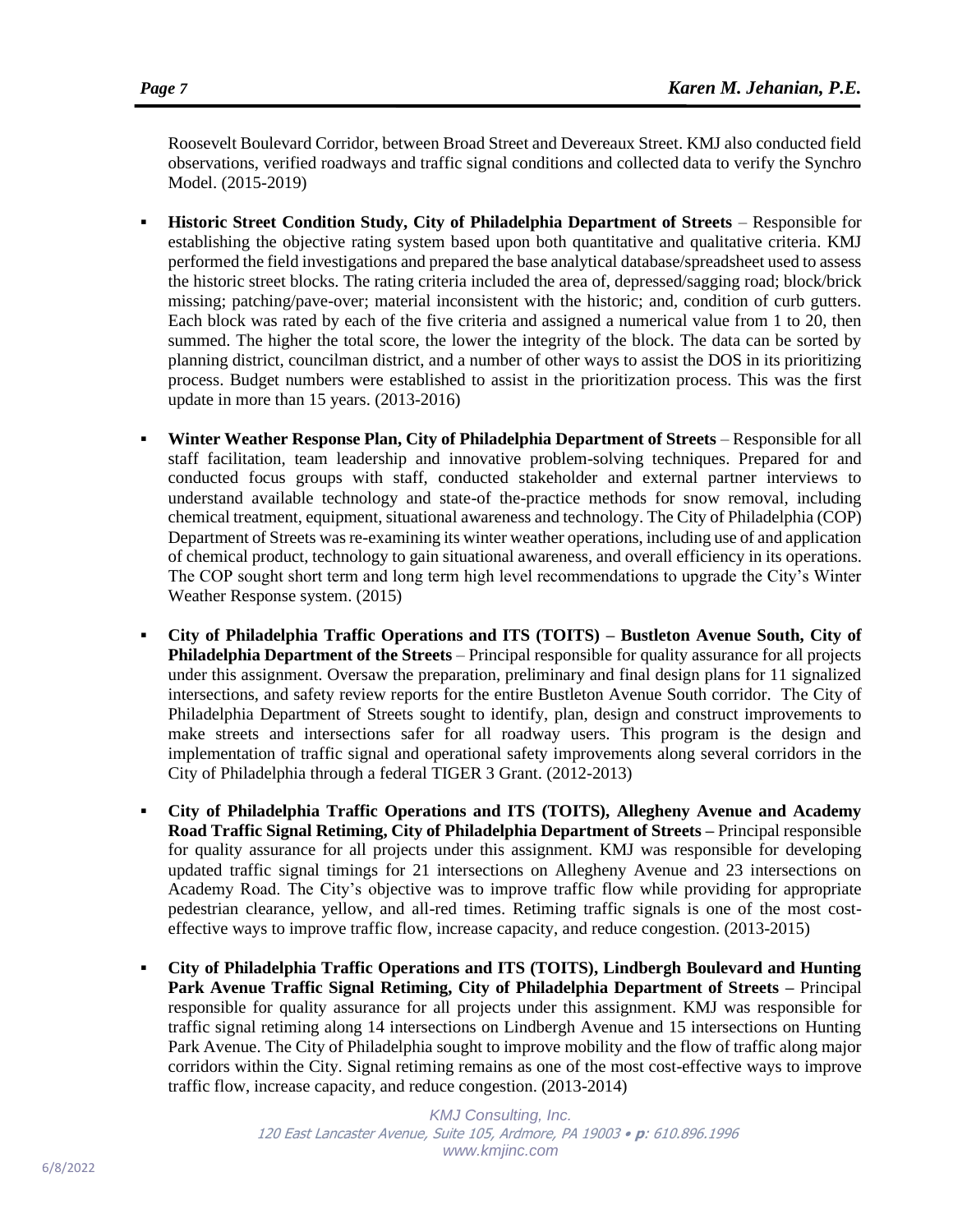Roosevelt Boulevard Corridor, between Broad Street and Devereaux Street. KMJ also conducted field observations, verified roadways and traffic signal conditions and collected data to verify the Synchro Model. (2015-2019)

- **Historic Street Condition Study, City of Philadelphia Department of Streets** – Responsible for establishing the objective rating system based upon both quantitative and qualitative criteria. KMJ performed the field investigations and prepared the base analytical database/spreadsheet used to assess the historic street blocks. The rating criteria included the area of, depressed/sagging road; block/brick missing; patching/pave-over; material inconsistent with the historic; and, condition of curb gutters. Each block was rated by each of the five criteria and assigned a numerical value from 1 to 20, then summed. The higher the total score, the lower the integrity of the block. The data can be sorted by planning district, councilman district, and a number of other ways to assist the DOS in its prioritizing process. Budget numbers were established to assist in the prioritization process. This was the first update in more than 15 years. (2013-2016)

- **Winter Weather Response Plan, City of Philadelphia Department of Streets** – Responsible for all staff facilitation, team leadership and innovative problem-solving techniques. Prepared for and conducted focus groups with staff, conducted stakeholder and external partner interviews to understand available technology and state-of the-practice methods for snow removal, including chemical treatment, equipment, situational awareness and technology. The City of Philadelphia (COP) Department of Streets was re-examining its winter weather operations, including use of and application of chemical product, technology to gain situational awareness, and overall efficiency in its operations. The COP sought short term and long term high level recommendations to upgrade the City's Winter Weather Response system. (2015)

- **City of Philadelphia Traffic Operations and ITS (TOITS) – Bustleton Avenue South, City of Philadelphia Department of the Streets** – Principal responsible for quality assurance for all projects under this assignment. Oversaw the preparation, preliminary and final design plans for 11 signalized intersections, and safety review reports for the entire Bustleton Avenue South corridor. The City of Philadelphia Department of Streets sought to identify, plan, design and construct improvements to make streets and intersections safer for all roadway users. This program is the design and implementation of traffic signal and operational safety improvements along several corridors in the City of Philadelphia through a federal TIGER 3 Grant. (2012-2013)

- **City of Philadelphia Traffic Operations and ITS (TOITS), Allegheny Avenue and Academy Road Traffic Signal Retiming, City of Philadelphia Department of Streets –** Principal responsible for quality assurance for all projects under this assignment. KMJ was responsible for developing updated traffic signal timings for 21 intersections on Allegheny Avenue and 23 intersections on Academy Road. The City's objective was to improve traffic flow while providing for appropriate pedestrian clearance, yellow, and all-red times. Retiming traffic signals is one of the most cost-effective ways to improve traffic flow, increase capacity, and reduce congestion. (2013-2015)

- **City of Philadelphia Traffic Operations and ITS (TOITS), Lindbergh Boulevard and Hunting Park Avenue Traffic Signal Retiming, City of Philadelphia Department of Streets –** Principal responsible for quality assurance for all projects under this assignment. KMJ was responsible for traffic signal retiming along 14 intersections on Lindbergh Avenue and 15 intersections on Hunting Park Avenue. The City of Philadelphia sought to improve mobility and the flow of traffic along major corridors within the City. Signal retiming remains as one of the most cost-effective ways to improve traffic flow, increase capacity, and reduce congestion. (2013-2014)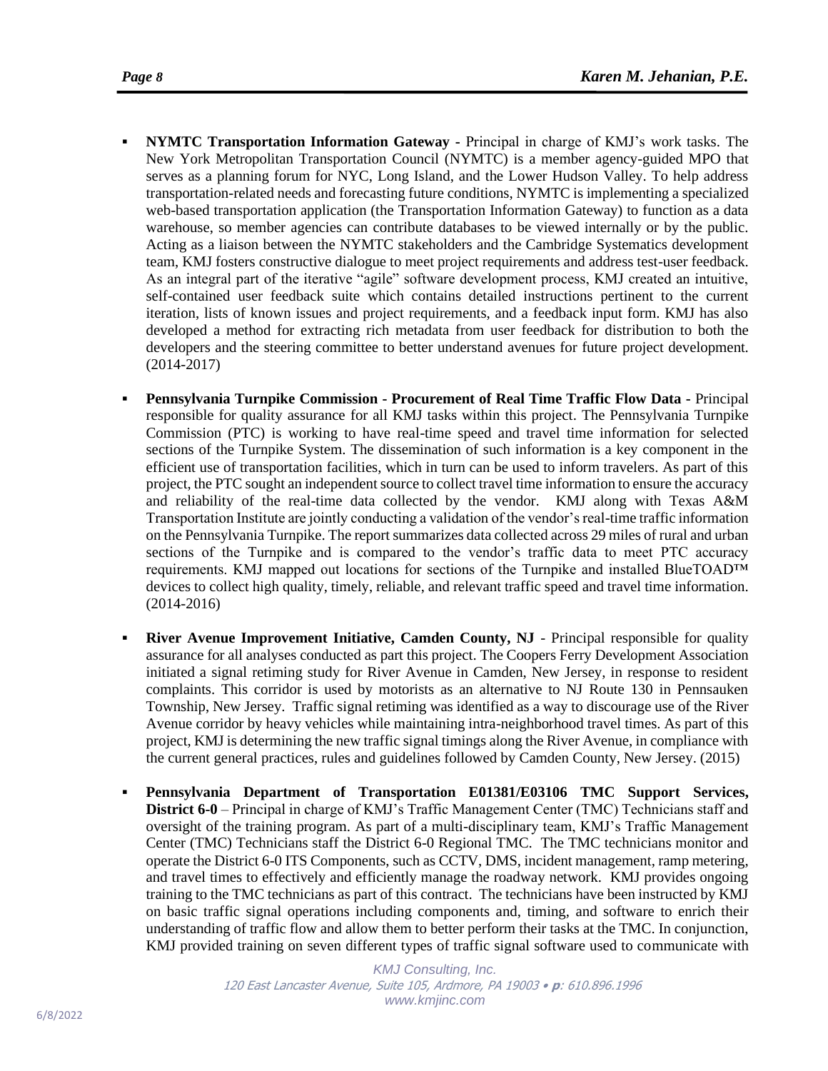- **NYMTC Transportation Information Gateway** - Principal in charge of KMJ's work tasks. The New York Metropolitan Transportation Council (NYMTC) is a member agency-guided MPO that serves as a planning forum for NYC, Long Island, and the Lower Hudson Valley. To help address transportation-related needs and forecasting future conditions, NYMTC is implementing a specialized web-based transportation application (the Transportation Information Gateway) to function as a data warehouse, so member agencies can contribute databases to be viewed internally or by the public. Acting as a liaison between the NYMTC stakeholders and the Cambridge Systematics development team, KMJ fosters constructive dialogue to meet project requirements and address test-user feedback. As an integral part of the iterative "agile" software development process, KMJ created an intuitive, self-contained user feedback suite which contains detailed instructions pertinent to the current iteration, lists of known issues and project requirements, and a feedback input form. KMJ has also developed a method for extracting rich metadata from user feedback for distribution to both the developers and the steering committee to better understand avenues for future project development. (2014-2017)

- **Pennsylvania Turnpike Commission - Procurement of Real Time Traffic Flow Data** - Principal responsible for quality assurance for all KMJ tasks within this project. The Pennsylvania Turnpike Commission (PTC) is working to have real-time speed and travel time information for selected sections of the Turnpike System. The dissemination of such information is a key component in the efficient use of transportation facilities, which in turn can be used to inform travelers. As part of this project, the PTC sought an independent source to collect travel time information to ensure the accuracy and reliability of the real-time data collected by the vendor. KMJ along with Texas A&M Transportation Institute are jointly conducting a validation of the vendor's real-time traffic information on the Pennsylvania Turnpike. The report summarizes data collected across 29 miles of rural and urban sections of the Turnpike and is compared to the vendor's traffic data to meet PTC accuracy requirements. KMJ mapped out locations for sections of the Turnpike and installed BlueTOAD™ devices to collect high quality, timely, reliable, and relevant traffic speed and travel time information. (2014-2016)

- **River Avenue Improvement Initiative, Camden County, NJ** - Principal responsible for quality assurance for all analyses conducted as part this project. The Coopers Ferry Development Association initiated a signal retiming study for River Avenue in Camden, New Jersey, in response to resident complaints. This corridor is used by motorists as an alternative to NJ Route 130 in Pennsauken Township, New Jersey. Traffic signal retiming was identified as a way to discourage use of the River Avenue corridor by heavy vehicles while maintaining intra-neighborhood travel times. As part of this project, KMJ is determining the new traffic signal timings along the River Avenue, in compliance with the current general practices, rules and guidelines followed by Camden County, New Jersey. (2015)

- **Pennsylvania Department of Transportation E01381/E03106 TMC Support Services, District 6-0** – Principal in charge of KMJ's Traffic Management Center (TMC) Technicians staff and oversight of the training program. As part of a multi-disciplinary team, KMJ's Traffic Management Center (TMC) Technicians staff the District 6-0 Regional TMC. The TMC technicians monitor and operate the District 6-0 ITS Components, such as CCTV, DMS, incident management, ramp metering, and travel times to effectively and efficiently manage the roadway network. KMJ provides ongoing training to the TMC technicians as part of this contract. The technicians have been instructed by KMJ on basic traffic signal operations including components and, timing, and software to enrich their understanding of traffic flow and allow them to better perform their tasks at the TMC. In conjunction, KMJ provided training on seven different types of traffic signal software used to communicate with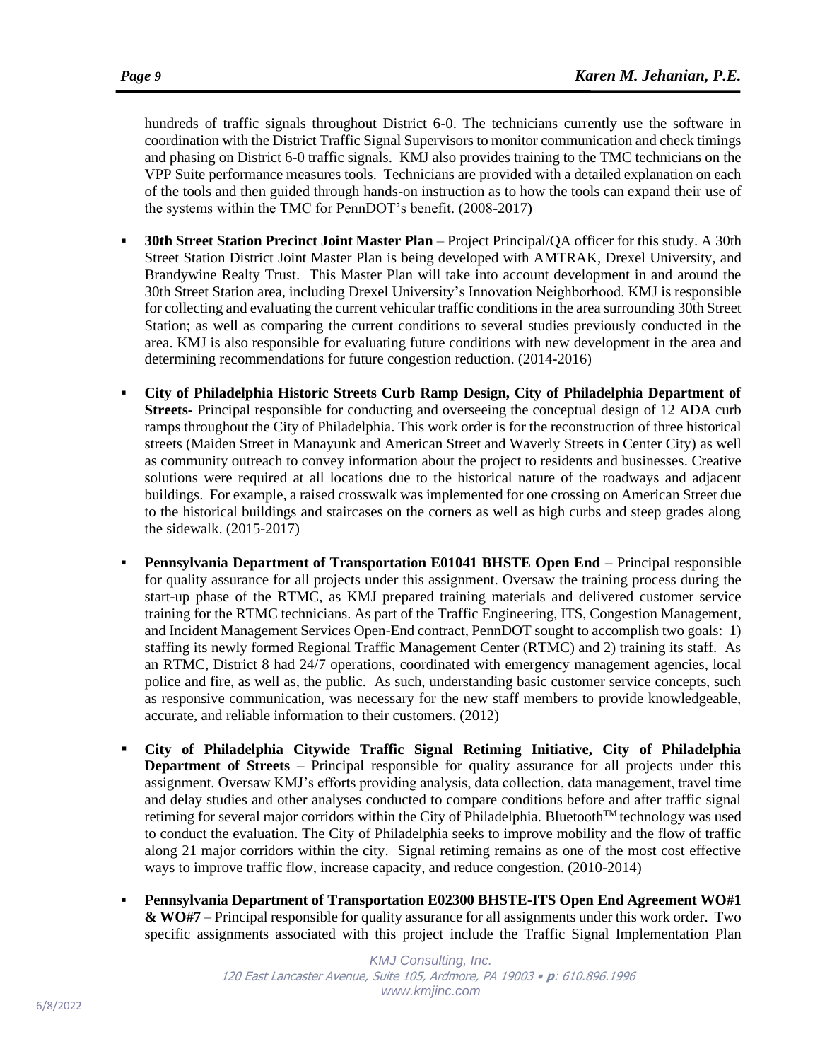hundreds of traffic signals throughout District 6-0. The technicians currently use the software in coordination with the District Traffic Signal Supervisors to monitor communication and check timings and phasing on District 6-0 traffic signals. KMJ also provides training to the TMC technicians on the VPP Suite performance measures tools. Technicians are provided with a detailed explanation on each of the tools and then guided through hands-on instruction as to how the tools can expand their use of the systems within the TMC for PennDOT's benefit. (2008-2017)

- **30th Street Station Precinct Joint Master Plan** – Project Principal/QA officer for this study. A 30th Street Station District Joint Master Plan is being developed with AMTRAK, Drexel University, and Brandywine Realty Trust. This Master Plan will take into account development in and around the 30th Street Station area, including Drexel University's Innovation Neighborhood. KMJ is responsible for collecting and evaluating the current vehicular traffic conditions in the area surrounding 30th Street Station; as well as comparing the current conditions to several studies previously conducted in the area. KMJ is also responsible for evaluating future conditions with new development in the area and determining recommendations for future congestion reduction. (2014-2016)

- **City of Philadelphia Historic Streets Curb Ramp Design, City of Philadelphia Department of Streets-** Principal responsible for conducting and overseeing the conceptual design of 12 ADA curb ramps throughout the City of Philadelphia. This work order is for the reconstruction of three historical streets (Maiden Street in Manayunk and American Street and Waverly Streets in Center City) as well as community outreach to convey information about the project to residents and businesses. Creative solutions were required at all locations due to the historical nature of the roadways and adjacent buildings. For example, a raised crosswalk was implemented for one crossing on American Street due to the historical buildings and staircases on the corners as well as high curbs and steep grades along the sidewalk. (2015-2017)

- **Pennsylvania Department of Transportation E01041 BHSTE Open End** – Principal responsible for quality assurance for all projects under this assignment. Oversaw the training process during the start-up phase of the RTMC, as KMJ prepared training materials and delivered customer service training for the RTMC technicians. As part of the Traffic Engineering, ITS, Congestion Management, and Incident Management Services Open-End contract, PennDOT sought to accomplish two goals: 1) staffing its newly formed Regional Traffic Management Center (RTMC) and 2) training its staff. As an RTMC, District 8 had 24/7 operations, coordinated with emergency management agencies, local police and fire, as well as, the public. As such, understanding basic customer service concepts, such as responsive communication, was necessary for the new staff members to provide knowledgeable, accurate, and reliable information to their customers. (2012)

- **City of Philadelphia Citywide Traffic Signal Retiming Initiative, City of Philadelphia Department of Streets** – Principal responsible for quality assurance for all projects under this assignment. Oversaw KMJ's efforts providing analysis, data collection, data management, travel time and delay studies and other analyses conducted to compare conditions before and after traffic signal retiming for several major corridors within the City of Philadelphia. Bluetooth™ technology was used to conduct the evaluation. The City of Philadelphia seeks to improve mobility and the flow of traffic along 21 major corridors within the city. Signal retiming remains as one of the most cost effective ways to improve traffic flow, increase capacity, and reduce congestion. (2010-2014)

- **Pennsylvania Department of Transportation E02300 BHSTE-ITS Open End Agreement WO#1 & WO#7** – Principal responsible for quality assurance for all assignments under this work order. Two specific assignments associated with this project include the Traffic Signal Implementation Plan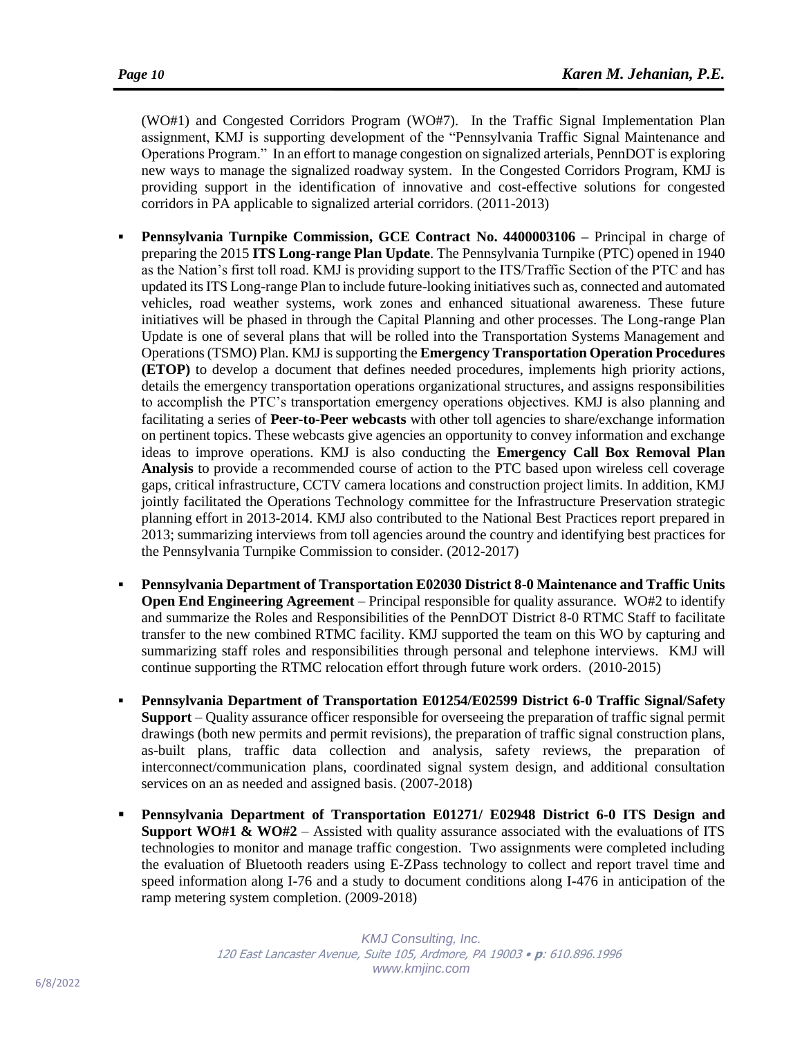(WO#1) and Congested Corridors Program (WO#7). In the Traffic Signal Implementation Plan assignment, KMJ is supporting development of the "Pennsylvania Traffic Signal Maintenance and Operations Program." In an effort to manage congestion on signalized arterials, PennDOT is exploring new ways to manage the signalized roadway system. In the Congested Corridors Program, KMJ is providing support in the identification of innovative and cost-effective solutions for congested corridors in PA applicable to signalized arterial corridors. (2011-2013)

- **Pennsylvania Turnpike Commission, GCE Contract No. 4400003106 –** Principal in charge of preparing the 2015 **ITS Long-range Plan Update**. The Pennsylvania Turnpike (PTC) opened in 1940 as the Nation's first toll road. KMJ is providing support to the ITS/Traffic Section of the PTC and has updated its ITS Long-range Plan to include future-looking initiatives such as, connected and automated vehicles, road weather systems, work zones and enhanced situational awareness. These future initiatives will be phased in through the Capital Planning and other processes. The Long-range Plan Update is one of several plans that will be rolled into the Transportation Systems Management and Operations (TSMO) Plan. KMJ is supporting the **Emergency Transportation Operation Procedures (ETOP)** to develop a document that defines needed procedures, implements high priority actions, details the emergency transportation operations organizational structures, and assigns responsibilities to accomplish the PTC's transportation emergency operations objectives. KMJ is also planning and facilitating a series of **Peer-to-Peer webcasts** with other toll agencies to share/exchange information on pertinent topics. These webcasts give agencies an opportunity to convey information and exchange ideas to improve operations. KMJ is also conducting the **Emergency Call Box Removal Plan Analysis** to provide a recommended course of action to the PTC based upon wireless cell coverage gaps, critical infrastructure, CCTV camera locations and construction project limits. In addition, KMJ jointly facilitated the Operations Technology committee for the Infrastructure Preservation strategic planning effort in 2013-2014. KMJ also contributed to the National Best Practices report prepared in 2013; summarizing interviews from toll agencies around the country and identifying best practices for the Pennsylvania Turnpike Commission to consider. (2012-2017)

- **Pennsylvania Department of Transportation E02030 District 8-0 Maintenance and Traffic Units Open End Engineering Agreement** – Principal responsible for quality assurance. WO#2 to identify and summarize the Roles and Responsibilities of the PennDOT District 8-0 RTMC Staff to facilitate transfer to the new combined RTMC facility. KMJ supported the team on this WO by capturing and summarizing staff roles and responsibilities through personal and telephone interviews. KMJ will continue supporting the RTMC relocation effort through future work orders. (2010-2015)

- **Pennsylvania Department of Transportation E01254/E02599 District 6-0 Traffic Signal/Safety Support** – Quality assurance officer responsible for overseeing the preparation of traffic signal permit drawings (both new permits and permit revisions), the preparation of traffic signal construction plans, as-built plans, traffic data collection and analysis, safety reviews, the preparation of interconnect/communication plans, coordinated signal system design, and additional consultation services on an as needed and assigned basis. (2007-2018)

- **Pennsylvania Department of Transportation E01271/ E02948 District 6-0 ITS Design and Support WO#1 & WO#2** – Assisted with quality assurance associated with the evaluations of ITS technologies to monitor and manage traffic congestion. Two assignments were completed including the evaluation of Bluetooth readers using E-ZPass technology to collect and report travel time and speed information along I-76 and a study to document conditions along I-476 in anticipation of the ramp metering system completion. (2009-2018)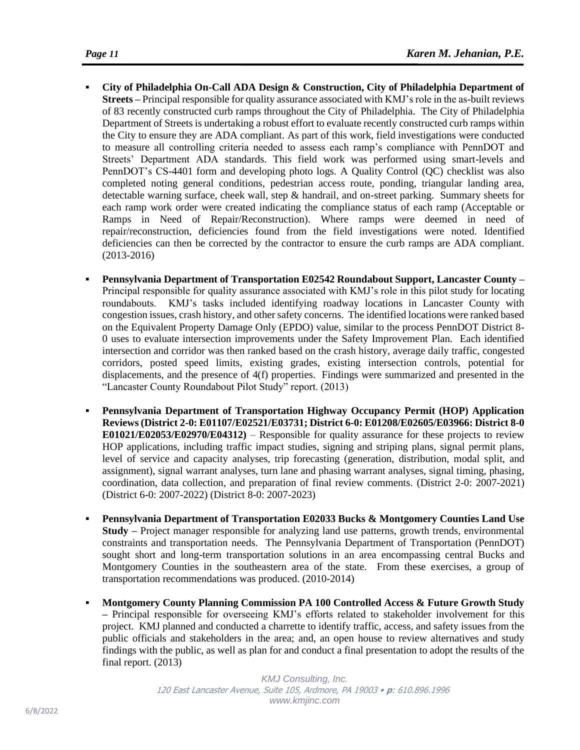- **City of Philadelphia On-Call ADA Design & Construction, City of Philadelphia Department of Streets –** Principal responsible for quality assurance associated with KMJ's role in the as-built reviews of 83 recently constructed curb ramps throughout the City of Philadelphia. The City of Philadelphia Department of Streets is undertaking a robust effort to evaluate recently constructed curb ramps within the City to ensure they are ADA compliant. As part of this work, field investigations were conducted to measure all controlling criteria needed to assess each ramp's compliance with PennDOT and Streets' Department ADA standards. This field work was performed using smart-levels and PennDOT's CS-4401 form and developing photo logs. A Quality Control (QC) checklist was also completed noting general conditions, pedestrian access route, ponding, triangular landing area, detectable warning surface, cheek wall, step & handrail, and on-street parking. Summary sheets for each ramp work order were created indicating the compliance status of each ramp (Acceptable or Ramps in Need of Repair/Reconstruction). Where ramps were deemed in need of repair/reconstruction, deficiencies found from the field investigations were noted. Identified deficiencies can then be corrected by the contractor to ensure the curb ramps are ADA compliant. (2013-2016)

- **Pennsylvania Department of Transportation E02542 Roundabout Support, Lancaster County –** Principal responsible for quality assurance associated with KMJ's role in this pilot study for locating roundabouts. KMJ's tasks included identifying roadway locations in Lancaster County with congestion issues, crash history, and other safety concerns. The identified locations were ranked based on the Equivalent Property Damage Only (EPDO) value, similar to the process PennDOT District 8-0 uses to evaluate intersection improvements under the Safety Improvement Plan. Each identified intersection and corridor was then ranked based on the crash history, average daily traffic, congested corridors, posted speed limits, existing grades, existing intersection controls, potential for displacements, and the presence of 4(f) properties. Findings were summarized and presented in the "Lancaster County Roundabout Pilot Study" report. (2013)

- **Pennsylvania Department of Transportation Highway Occupancy Permit (HOP) Application Reviews (District 2-0: E01107/E02521/E03731; District 6-0: E01208/E02605/E03966: District 8-0 E01021/E02053/E02970/E04312)** – Responsible for quality assurance for these projects to review HOP applications, including traffic impact studies, signing and striping plans, signal permit plans, level of service and capacity analyses, trip forecasting (generation, distribution, modal split, and assignment), signal warrant analyses, turn lane and phasing warrant analyses, signal timing, phasing, coordination, data collection, and preparation of final review comments. (District 2-0: 2007-2021) (District 6-0: 2007-2022) (District 8-0: 2007-2023)

- **Pennsylvania Department of Transportation E02033 Bucks & Montgomery Counties Land Use Study –** Project manager responsible for analyzing land use patterns, growth trends, environmental constraints and transportation needs. The Pennsylvania Department of Transportation (PennDOT) sought short and long-term transportation solutions in an area encompassing central Bucks and Montgomery Counties in the southeastern area of the state. From these exercises, a group of transportation recommendations was produced. (2010-2014)

- **Montgomery County Planning Commission PA 100 Controlled Access & Future Growth Study –** Principal responsible for overseeing KMJ's efforts related to stakeholder involvement for this project. KMJ planned and conducted a charrette to identify traffic, access, and safety issues from the public officials and stakeholders in the area; and, an open house to review alternatives and study findings with the public, as well as plan for and conduct a final presentation to adopt the results of the final report. (2013)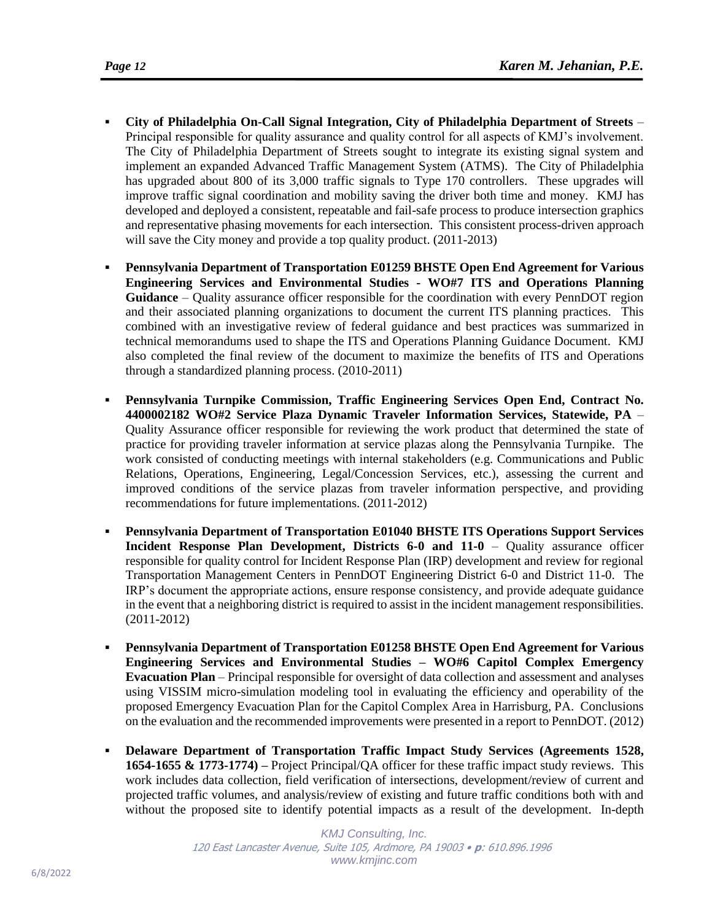- **City of Philadelphia On-Call Signal Integration, City of Philadelphia Department of Streets** – Principal responsible for quality assurance and quality control for all aspects of KMJ's involvement. The City of Philadelphia Department of Streets sought to integrate its existing signal system and implement an expanded Advanced Traffic Management System (ATMS). The City of Philadelphia has upgraded about 800 of its 3,000 traffic signals to Type 170 controllers. These upgrades will improve traffic signal coordination and mobility saving the driver both time and money. KMJ has developed and deployed a consistent, repeatable and fail-safe process to produce intersection graphics and representative phasing movements for each intersection. This consistent process-driven approach will save the City money and provide a top quality product. (2011-2013)

- **Pennsylvania Department of Transportation E01259 BHSTE Open End Agreement for Various Engineering Services and Environmental Studies - WO#7 ITS and Operations Planning Guidance** – Quality assurance officer responsible for the coordination with every PennDOT region and their associated planning organizations to document the current ITS planning practices. This combined with an investigative review of federal guidance and best practices was summarized in technical memorandums used to shape the ITS and Operations Planning Guidance Document. KMJ also completed the final review of the document to maximize the benefits of ITS and Operations through a standardized planning process. (2010-2011)

- **Pennsylvania Turnpike Commission, Traffic Engineering Services Open End, Contract No. 4400002182 WO#2 Service Plaza Dynamic Traveler Information Services, Statewide, PA** – Quality Assurance officer responsible for reviewing the work product that determined the state of practice for providing traveler information at service plazas along the Pennsylvania Turnpike. The work consisted of conducting meetings with internal stakeholders (e.g. Communications and Public Relations, Operations, Engineering, Legal/Concession Services, etc.), assessing the current and improved conditions of the service plazas from traveler information perspective, and providing recommendations for future implementations. (2011-2012)

- **Pennsylvania Department of Transportation E01040 BHSTE ITS Operations Support Services Incident Response Plan Development, Districts 6-0 and 11-0** – Quality assurance officer responsible for quality control for Incident Response Plan (IRP) development and review for regional Transportation Management Centers in PennDOT Engineering District 6-0 and District 11-0. The IRP's document the appropriate actions, ensure response consistency, and provide adequate guidance in the event that a neighboring district is required to assist in the incident management responsibilities. (2011-2012)

- **Pennsylvania Department of Transportation E01258 BHSTE Open End Agreement for Various Engineering Services and Environmental Studies – WO#6 Capitol Complex Emergency Evacuation Plan** – Principal responsible for oversight of data collection and assessment and analyses using VISSIM micro-simulation modeling tool in evaluating the efficiency and operability of the proposed Emergency Evacuation Plan for the Capitol Complex Area in Harrisburg, PA. Conclusions on the evaluation and the recommended improvements were presented in a report to PennDOT. (2012)

- **Delaware Department of Transportation Traffic Impact Study Services (Agreements 1528, 1654-1655 & 1773-1774) –** Project Principal/QA officer for these traffic impact study reviews. This work includes data collection, field verification of intersections, development/review of current and projected traffic volumes, and analysis/review of existing and future traffic conditions both with and without the proposed site to identify potential impacts as a result of the development. In-depth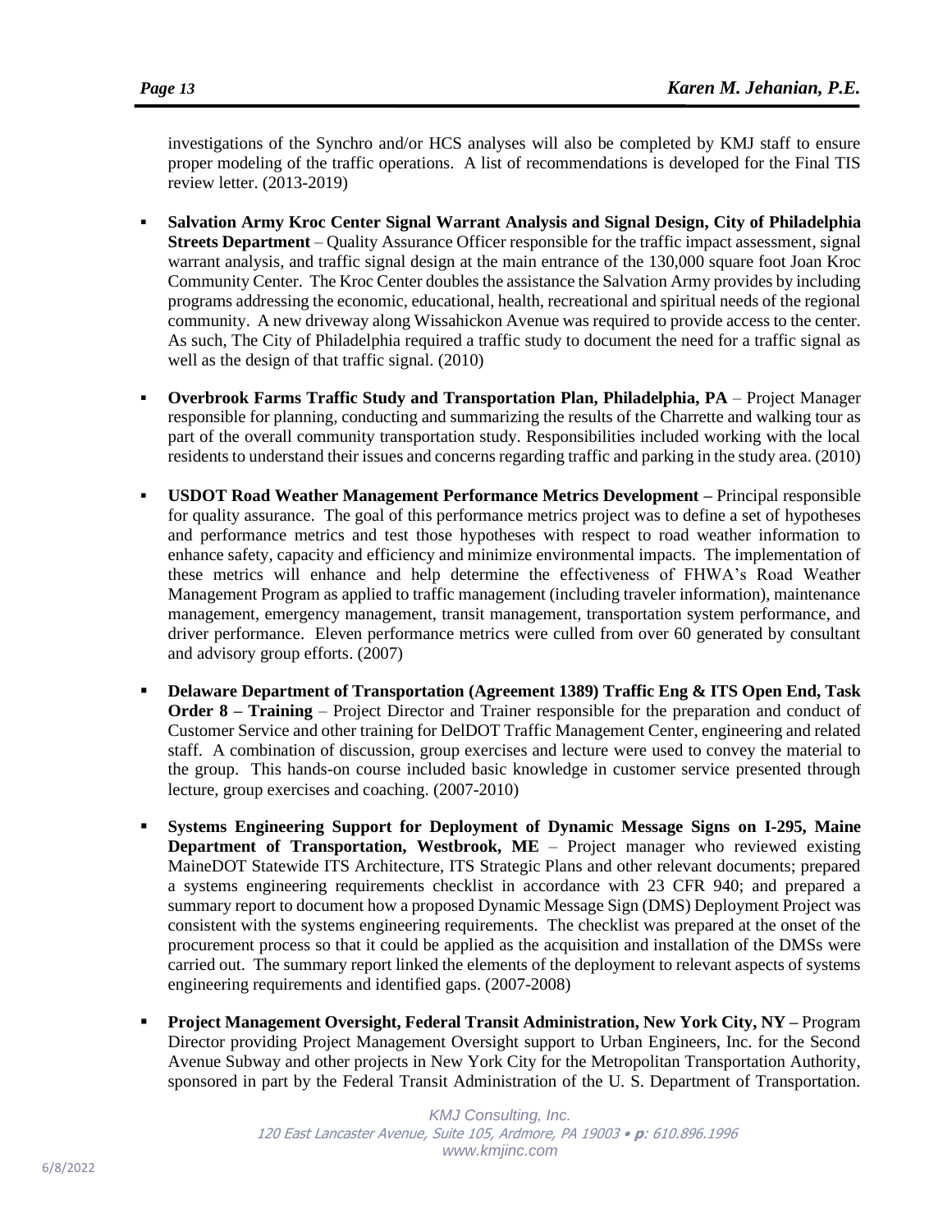investigations of the Synchro and/or HCS analyses will also be completed by KMJ staff to ensure proper modeling of the traffic operations. A list of recommendations is developed for the Final TIS review letter. (2013-2019)

- **Salvation Army Kroc Center Signal Warrant Analysis and Signal Design, City of Philadelphia Streets Department** – Quality Assurance Officer responsible for the traffic impact assessment, signal warrant analysis, and traffic signal design at the main entrance of the 130,000 square foot Joan Kroc Community Center. The Kroc Center doubles the assistance the Salvation Army provides by including programs addressing the economic, educational, health, recreational and spiritual needs of the regional community. A new driveway along Wissahickon Avenue was required to provide access to the center. As such, The City of Philadelphia required a traffic study to document the need for a traffic signal as well as the design of that traffic signal. (2010)

- **Overbrook Farms Traffic Study and Transportation Plan, Philadelphia, PA** – Project Manager responsible for planning, conducting and summarizing the results of the Charrette and walking tour as part of the overall community transportation study. Responsibilities included working with the local residents to understand their issues and concerns regarding traffic and parking in the study area. (2010)

- **USDOT Road Weather Management Performance Metrics Development –** Principal responsible for quality assurance. The goal of this performance metrics project was to define a set of hypotheses and performance metrics and test those hypotheses with respect to road weather information to enhance safety, capacity and efficiency and minimize environmental impacts. The implementation of these metrics will enhance and help determine the effectiveness of FHWA's Road Weather Management Program as applied to traffic management (including traveler information), maintenance management, emergency management, transit management, transportation system performance, and driver performance. Eleven performance metrics were culled from over 60 generated by consultant and advisory group efforts. (2007)

- **Delaware Department of Transportation (Agreement 1389) Traffic Eng & ITS Open End, Task Order 8 – Training** – Project Director and Trainer responsible for the preparation and conduct of Customer Service and other training for DelDOT Traffic Management Center, engineering and related staff. A combination of discussion, group exercises and lecture were used to convey the material to the group. This hands-on course included basic knowledge in customer service presented through lecture, group exercises and coaching. (2007-2010)

- **Systems Engineering Support for Deployment of Dynamic Message Signs on I-295, Maine Department of Transportation, Westbrook, ME** – Project manager who reviewed existing MaineDOT Statewide ITS Architecture, ITS Strategic Plans and other relevant documents; prepared a systems engineering requirements checklist in accordance with 23 CFR 940; and prepared a summary report to document how a proposed Dynamic Message Sign (DMS) Deployment Project was consistent with the systems engineering requirements. The checklist was prepared at the onset of the procurement process so that it could be applied as the acquisition and installation of the DMSs were carried out. The summary report linked the elements of the deployment to relevant aspects of systems engineering requirements and identified gaps. (2007-2008)

- **Project Management Oversight, Federal Transit Administration, New York City, NY –** Program Director providing Project Management Oversight support to Urban Engineers, Inc. for the Second Avenue Subway and other projects in New York City for the Metropolitan Transportation Authority, sponsored in part by the Federal Transit Administration of the U. S. Department of Transportation.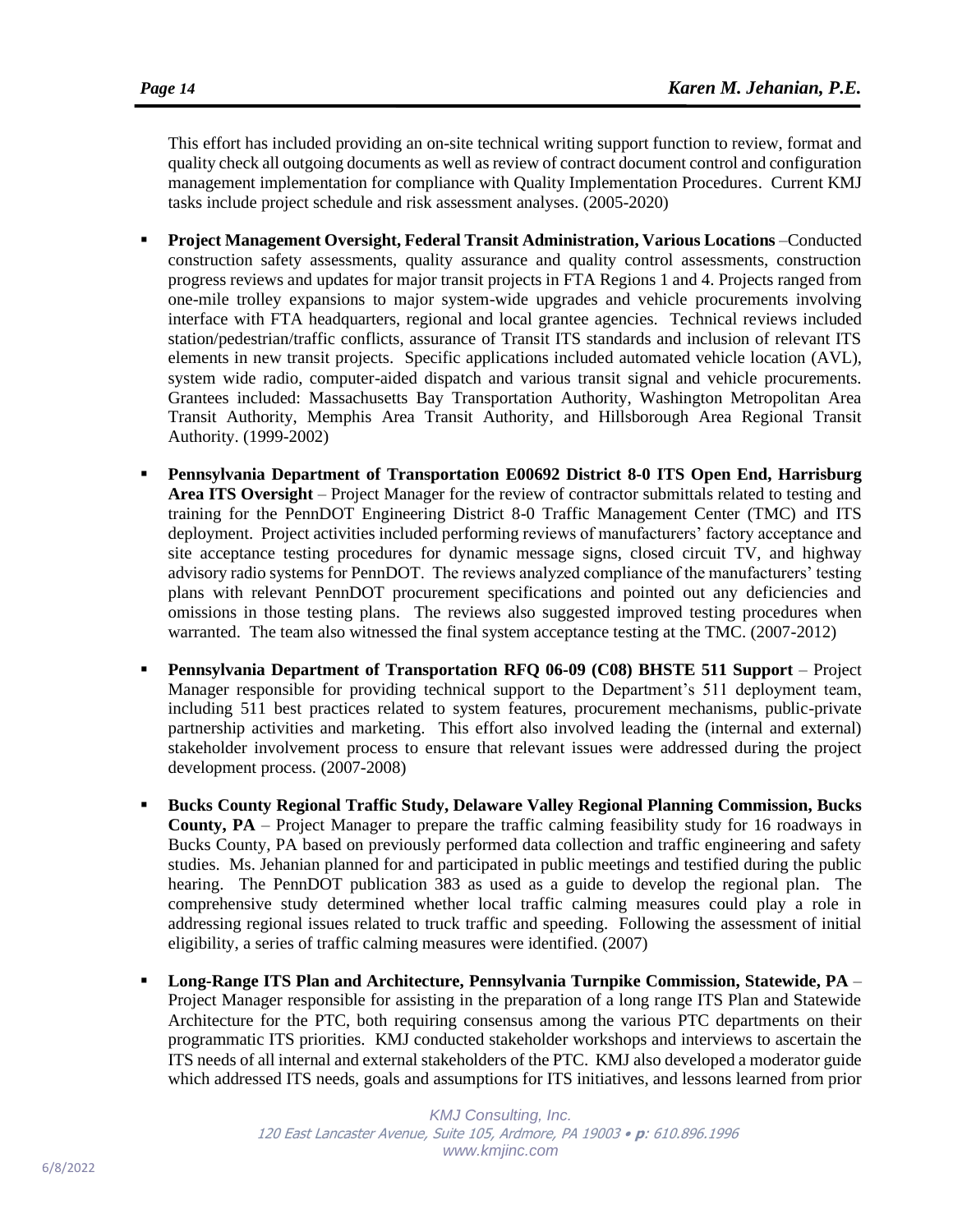This effort has included providing an on-site technical writing support function to review, format and quality check all outgoing documents as well as review of contract document control and configuration management implementation for compliance with Quality Implementation Procedures. Current KMJ tasks include project schedule and risk assessment analyses. (2005-2020)

- **Project Management Oversight, Federal Transit Administration, Various Locations** –Conducted construction safety assessments, quality assurance and quality control assessments, construction progress reviews and updates for major transit projects in FTA Regions 1 and 4. Projects ranged from one-mile trolley expansions to major system-wide upgrades and vehicle procurements involving interface with FTA headquarters, regional and local grantee agencies. Technical reviews included station/pedestrian/traffic conflicts, assurance of Transit ITS standards and inclusion of relevant ITS elements in new transit projects. Specific applications included automated vehicle location (AVL), system wide radio, computer-aided dispatch and various transit signal and vehicle procurements. Grantees included: Massachusetts Bay Transportation Authority, Washington Metropolitan Area Transit Authority, Memphis Area Transit Authority, and Hillsborough Area Regional Transit Authority. (1999-2002)

- **Pennsylvania Department of Transportation E00692 District 8-0 ITS Open End, Harrisburg Area ITS Oversight** – Project Manager for the review of contractor submittals related to testing and training for the PennDOT Engineering District 8-0 Traffic Management Center (TMC) and ITS deployment. Project activities included performing reviews of manufacturers' factory acceptance and site acceptance testing procedures for dynamic message signs, closed circuit TV, and highway advisory radio systems for PennDOT. The reviews analyzed compliance of the manufacturers' testing plans with relevant PennDOT procurement specifications and pointed out any deficiencies and omissions in those testing plans. The reviews also suggested improved testing procedures when warranted. The team also witnessed the final system acceptance testing at the TMC. (2007-2012)

- **Pennsylvania Department of Transportation RFQ 06-09 (C08) BHSTE 511 Support** – Project Manager responsible for providing technical support to the Department's 511 deployment team, including 511 best practices related to system features, procurement mechanisms, public-private partnership activities and marketing. This effort also involved leading the (internal and external) stakeholder involvement process to ensure that relevant issues were addressed during the project development process. (2007-2008)

- **Bucks County Regional Traffic Study, Delaware Valley Regional Planning Commission, Bucks County, PA** – Project Manager to prepare the traffic calming feasibility study for 16 roadways in Bucks County, PA based on previously performed data collection and traffic engineering and safety studies. Ms. Jehanian planned for and participated in public meetings and testified during the public hearing. The PennDOT publication 383 as used as a guide to develop the regional plan. The comprehensive study determined whether local traffic calming measures could play a role in addressing regional issues related to truck traffic and speeding. Following the assessment of initial eligibility, a series of traffic calming measures were identified. (2007)

- **Long-Range ITS Plan and Architecture, Pennsylvania Turnpike Commission, Statewide, PA** – Project Manager responsible for assisting in the preparation of a long range ITS Plan and Statewide Architecture for the PTC, both requiring consensus among the various PTC departments on their programmatic ITS priorities. KMJ conducted stakeholder workshops and interviews to ascertain the ITS needs of all internal and external stakeholders of the PTC. KMJ also developed a moderator guide which addressed ITS needs, goals and assumptions for ITS initiatives, and lessons learned from prior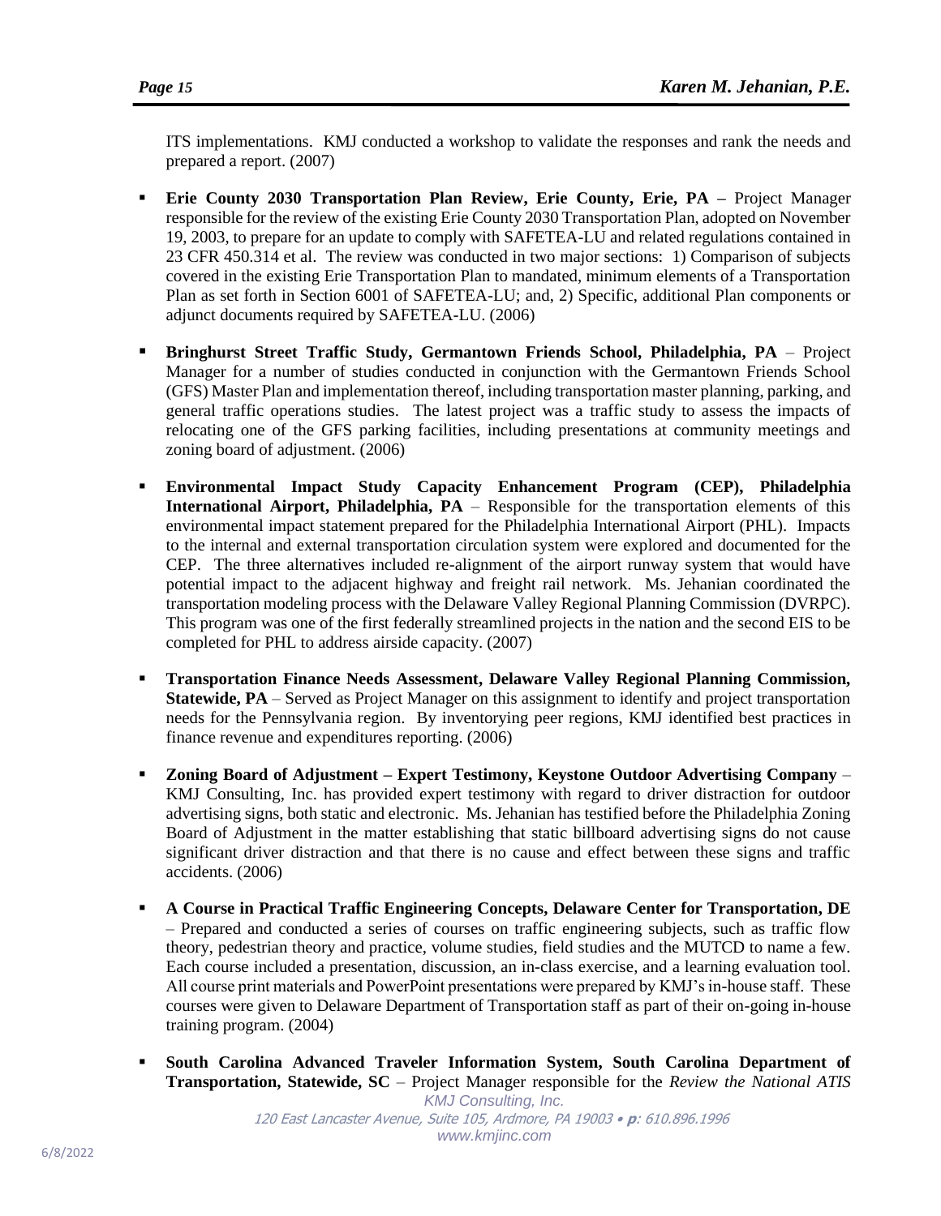ITS implementations. KMJ conducted a workshop to validate the responses and rank the needs and prepared a report. (2007)

- **Erie County 2030 Transportation Plan Review, Erie County, Erie, PA –** Project Manager responsible for the review of the existing Erie County 2030 Transportation Plan, adopted on November 19, 2003, to prepare for an update to comply with SAFETEA-LU and related regulations contained in 23 CFR 450.314 et al. The review was conducted in two major sections: 1) Comparison of subjects covered in the existing Erie Transportation Plan to mandated, minimum elements of a Transportation Plan as set forth in Section 6001 of SAFETEA-LU; and, 2) Specific, additional Plan components or adjunct documents required by SAFETEA-LU. (2006)

- **Bringhurst Street Traffic Study, Germantown Friends School, Philadelphia, PA** – Project Manager for a number of studies conducted in conjunction with the Germantown Friends School (GFS) Master Plan and implementation thereof, including transportation master planning, parking, and general traffic operations studies. The latest project was a traffic study to assess the impacts of relocating one of the GFS parking facilities, including presentations at community meetings and zoning board of adjustment. (2006)

- **Environmental Impact Study Capacity Enhancement Program (CEP), Philadelphia International Airport, Philadelphia, PA** – Responsible for the transportation elements of this environmental impact statement prepared for the Philadelphia International Airport (PHL). Impacts to the internal and external transportation circulation system were explored and documented for the CEP. The three alternatives included re-alignment of the airport runway system that would have potential impact to the adjacent highway and freight rail network. Ms. Jehanian coordinated the transportation modeling process with the Delaware Valley Regional Planning Commission (DVRPC). This program was one of the first federally streamlined projects in the nation and the second EIS to be completed for PHL to address airside capacity. (2007)

- **Transportation Finance Needs Assessment, Delaware Valley Regional Planning Commission, Statewide, PA** – Served as Project Manager on this assignment to identify and project transportation needs for the Pennsylvania region. By inventorying peer regions, KMJ identified best practices in finance revenue and expenditures reporting. (2006)

- **Zoning Board of Adjustment – Expert Testimony, Keystone Outdoor Advertising Company** – KMJ Consulting, Inc. has provided expert testimony with regard to driver distraction for outdoor advertising signs, both static and electronic. Ms. Jehanian has testified before the Philadelphia Zoning Board of Adjustment in the matter establishing that static billboard advertising signs do not cause significant driver distraction and that there is no cause and effect between these signs and traffic accidents. (2006)

- **A Course in Practical Traffic Engineering Concepts, Delaware Center for Transportation, DE** – Prepared and conducted a series of courses on traffic engineering subjects, such as traffic flow theory, pedestrian theory and practice, volume studies, field studies and the MUTCD to name a few. Each course included a presentation, discussion, an in-class exercise, and a learning evaluation tool. All course print materials and PowerPoint presentations were prepared by KMJ's in-house staff. These courses were given to Delaware Department of Transportation staff as part of their on-going in-house training program. (2004)

- **South Carolina Advanced Traveler Information System, South Carolina Department of Transportation, Statewide, SC** – Project Manager responsible for the *Review the National ATIS*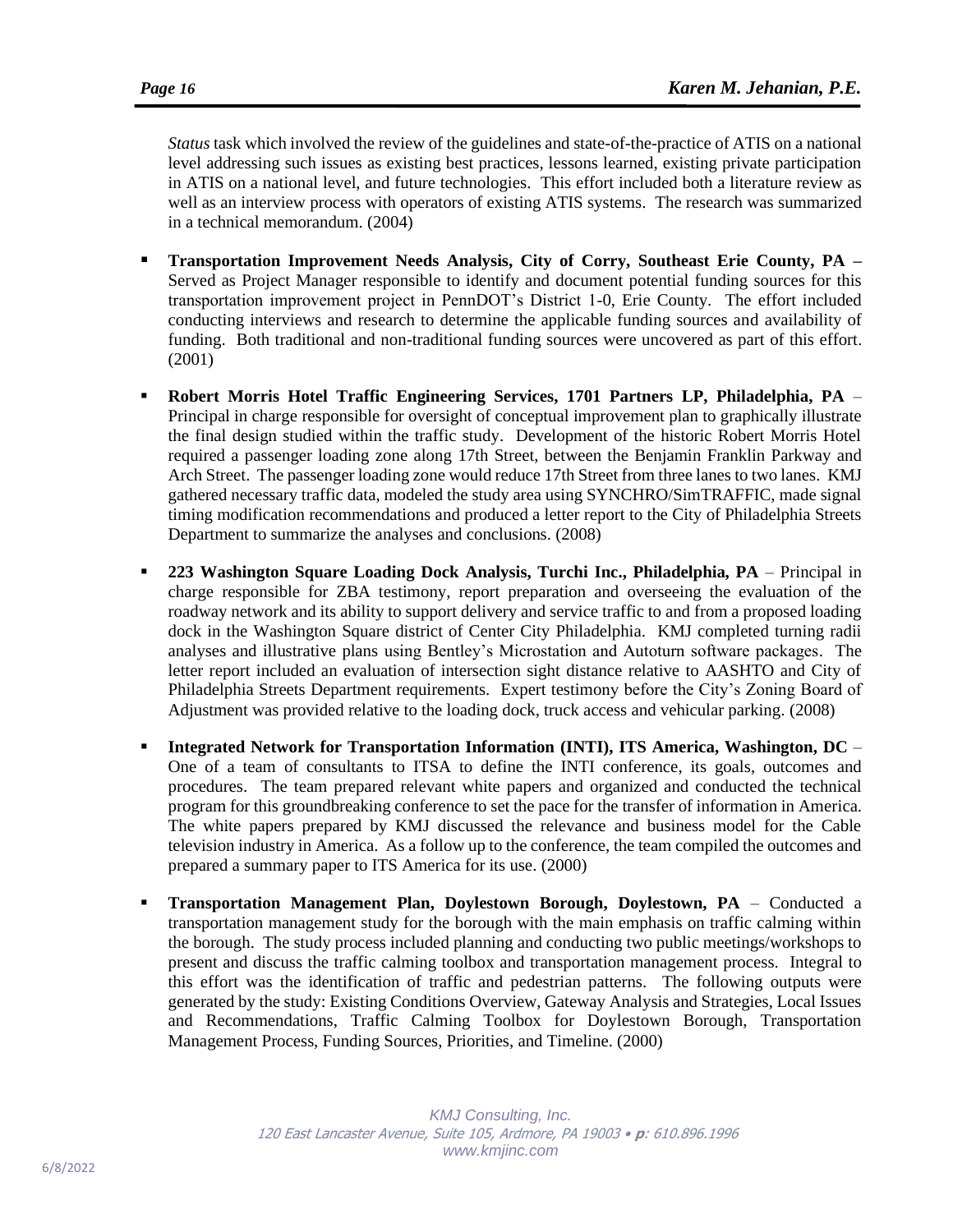*Status* task which involved the review of the guidelines and state-of-the-practice of ATIS on a national level addressing such issues as existing best practices, lessons learned, existing private participation in ATIS on a national level, and future technologies. This effort included both a literature review as well as an interview process with operators of existing ATIS systems. The research was summarized in a technical memorandum. (2004)

- **Transportation Improvement Needs Analysis, City of Corry, Southeast Erie County, PA –** Served as Project Manager responsible to identify and document potential funding sources for this transportation improvement project in PennDOT's District 1-0, Erie County. The effort included conducting interviews and research to determine the applicable funding sources and availability of funding. Both traditional and non-traditional funding sources were uncovered as part of this effort. (2001)

- **Robert Morris Hotel Traffic Engineering Services, 1701 Partners LP, Philadelphia, PA** – Principal in charge responsible for oversight of conceptual improvement plan to graphically illustrate the final design studied within the traffic study. Development of the historic Robert Morris Hotel required a passenger loading zone along 17th Street, between the Benjamin Franklin Parkway and Arch Street. The passenger loading zone would reduce 17th Street from three lanes to two lanes. KMJ gathered necessary traffic data, modeled the study area using SYNCHRO/SimTRAFFIC, made signal timing modification recommendations and produced a letter report to the City of Philadelphia Streets Department to summarize the analyses and conclusions. (2008)

- **223 Washington Square Loading Dock Analysis, Turchi Inc., Philadelphia, PA** – Principal in charge responsible for ZBA testimony, report preparation and overseeing the evaluation of the roadway network and its ability to support delivery and service traffic to and from a proposed loading dock in the Washington Square district of Center City Philadelphia. KMJ completed turning radii analyses and illustrative plans using Bentley's Microstation and Autoturn software packages. The letter report included an evaluation of intersection sight distance relative to AASHTO and City of Philadelphia Streets Department requirements. Expert testimony before the City's Zoning Board of Adjustment was provided relative to the loading dock, truck access and vehicular parking. (2008)

- **Integrated Network for Transportation Information (INTI), ITS America, Washington, DC** – One of a team of consultants to ITSA to define the INTI conference, its goals, outcomes and procedures. The team prepared relevant white papers and organized and conducted the technical program for this groundbreaking conference to set the pace for the transfer of information in America. The white papers prepared by KMJ discussed the relevance and business model for the Cable television industry in America. As a follow up to the conference, the team compiled the outcomes and prepared a summary paper to ITS America for its use. (2000)

- **Transportation Management Plan, Doylestown Borough, Doylestown, PA** – Conducted a transportation management study for the borough with the main emphasis on traffic calming within the borough. The study process included planning and conducting two public meetings/workshops to present and discuss the traffic calming toolbox and transportation management process. Integral to this effort was the identification of traffic and pedestrian patterns. The following outputs were generated by the study: Existing Conditions Overview, Gateway Analysis and Strategies, Local Issues and Recommendations, Traffic Calming Toolbox for Doylestown Borough, Transportation Management Process, Funding Sources, Priorities, and Timeline. (2000)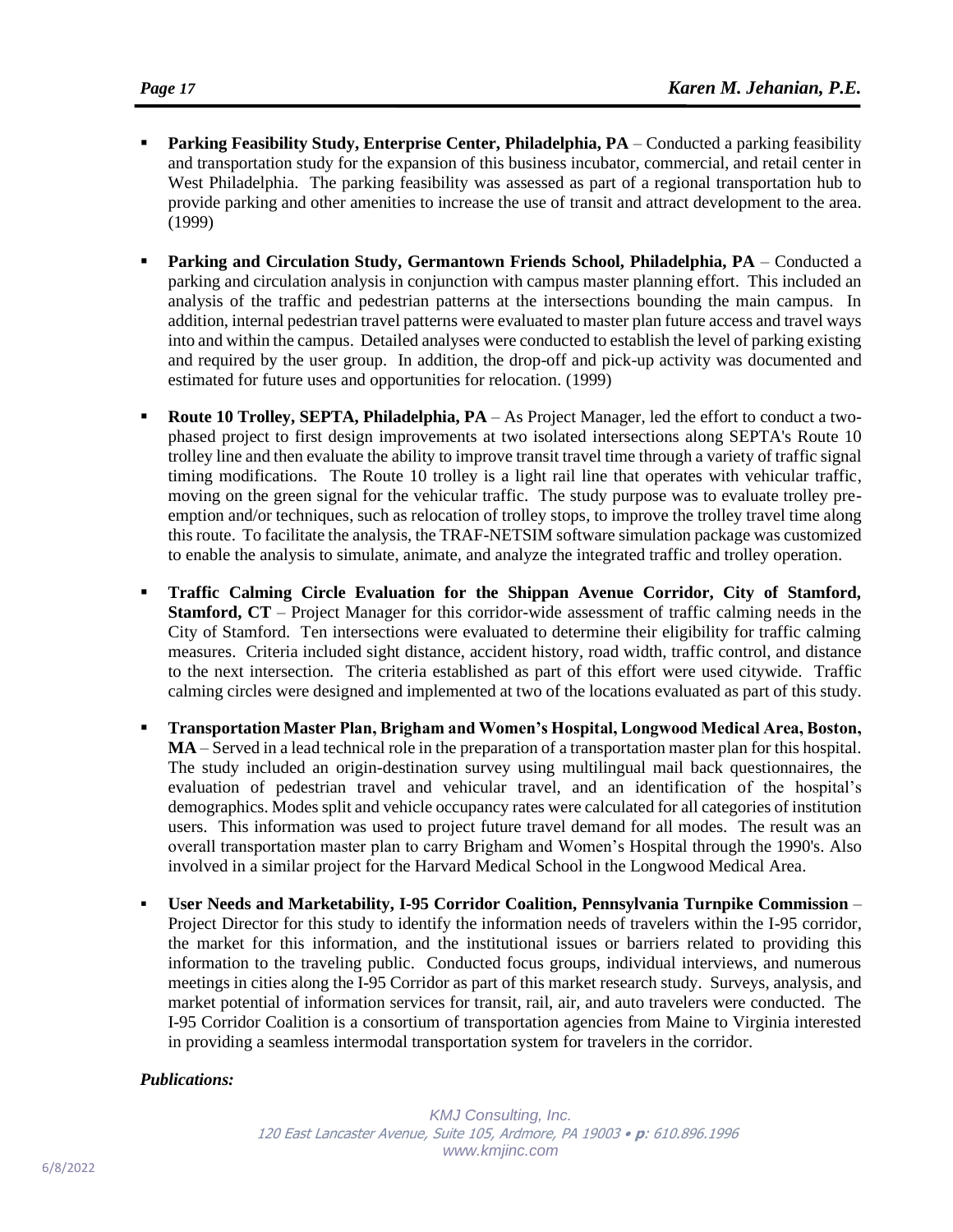- **Parking Feasibility Study, Enterprise Center, Philadelphia, PA** – Conducted a parking feasibility and transportation study for the expansion of this business incubator, commercial, and retail center in West Philadelphia. The parking feasibility was assessed as part of a regional transportation hub to provide parking and other amenities to increase the use of transit and attract development to the area. (1999)

- **Parking and Circulation Study, Germantown Friends School, Philadelphia, PA** – Conducted a parking and circulation analysis in conjunction with campus master planning effort. This included an analysis of the traffic and pedestrian patterns at the intersections bounding the main campus. In addition, internal pedestrian travel patterns were evaluated to master plan future access and travel ways into and within the campus. Detailed analyses were conducted to establish the level of parking existing and required by the user group. In addition, the drop-off and pick-up activity was documented and estimated for future uses and opportunities for relocation. (1999)

- **Route 10 Trolley, SEPTA, Philadelphia, PA** – As Project Manager, led the effort to conduct a two-phased project to first design improvements at two isolated intersections along SEPTA's Route 10 trolley line and then evaluate the ability to improve transit travel time through a variety of traffic signal timing modifications. The Route 10 trolley is a light rail line that operates with vehicular traffic, moving on the green signal for the vehicular traffic. The study purpose was to evaluate trolley pre-emption and/or techniques, such as relocation of trolley stops, to improve the trolley travel time along this route. To facilitate the analysis, the TRAF-NETSIM software simulation package was customized to enable the analysis to simulate, animate, and analyze the integrated traffic and trolley operation.

- **Traffic Calming Circle Evaluation for the Shippan Avenue Corridor, City of Stamford, Stamford, CT** – Project Manager for this corridor-wide assessment of traffic calming needs in the City of Stamford. Ten intersections were evaluated to determine their eligibility for traffic calming measures. Criteria included sight distance, accident history, road width, traffic control, and distance to the next intersection. The criteria established as part of this effort were used citywide. Traffic calming circles were designed and implemented at two of the locations evaluated as part of this study.

- **Transportation Master Plan, Brigham and Women's Hospital, Longwood Medical Area, Boston, MA** – Served in a lead technical role in the preparation of a transportation master plan for this hospital. The study included an origin-destination survey using multilingual mail back questionnaires, the evaluation of pedestrian travel and vehicular travel, and an identification of the hospital's demographics. Modes split and vehicle occupancy rates were calculated for all categories of institution users. This information was used to project future travel demand for all modes. The result was an overall transportation master plan to carry Brigham and Women's Hospital through the 1990's. Also involved in a similar project for the Harvard Medical School in the Longwood Medical Area.

- **User Needs and Marketability, I-95 Corridor Coalition, Pennsylvania Turnpike Commission** – Project Director for this study to identify the information needs of travelers within the I-95 corridor, the market for this information, and the institutional issues or barriers related to providing this information to the traveling public. Conducted focus groups, individual interviews, and numerous meetings in cities along the I-95 Corridor as part of this market research study. Surveys, analysis, and market potential of information services for transit, rail, air, and auto travelers were conducted. The I-95 Corridor Coalition is a consortium of transportation agencies from Maine to Virginia interested in providing a seamless intermodal transportation system for travelers in the corridor.

***Publications:***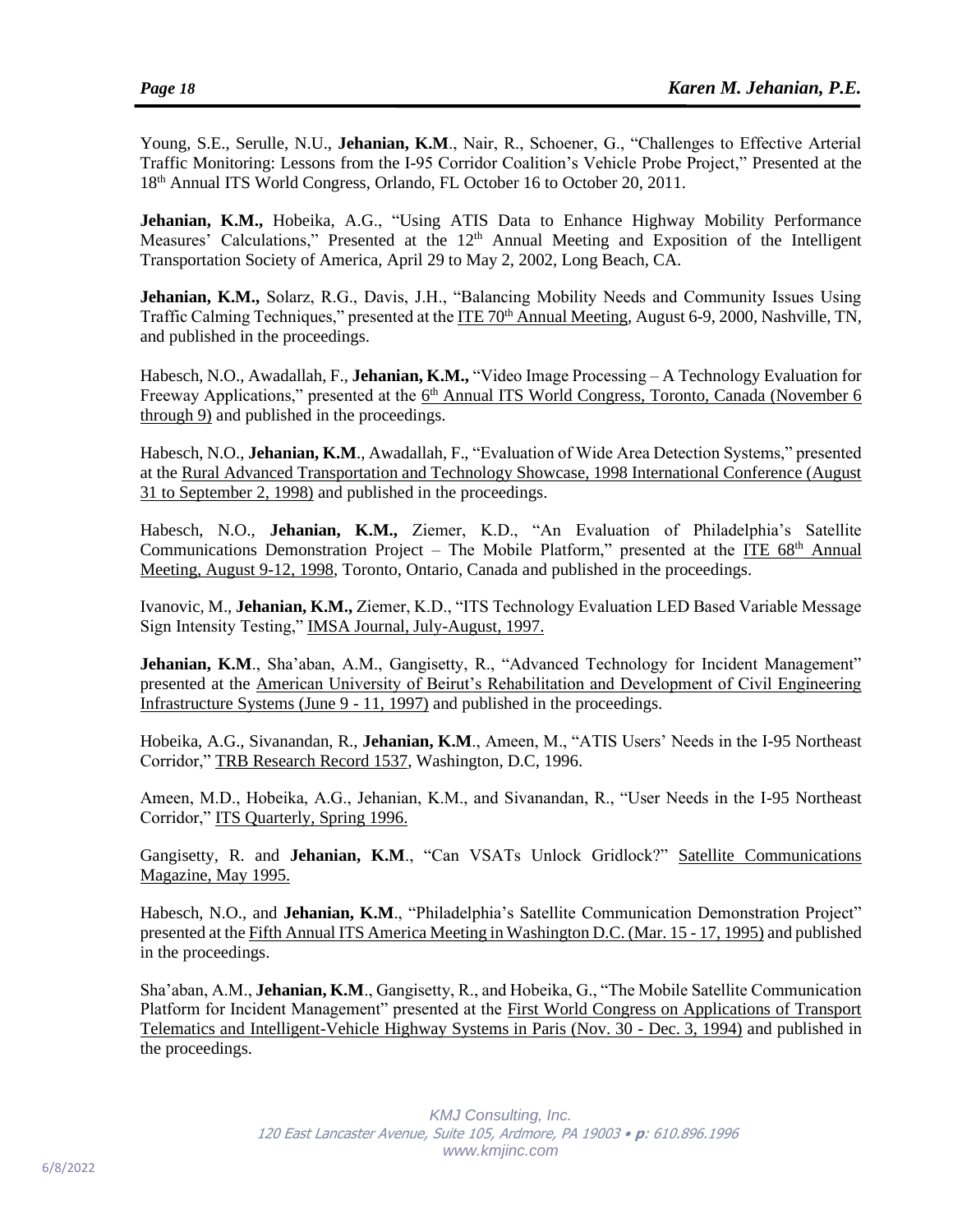Young, S.E., Serulle, N.U., **Jehanian, K.M**., Nair, R., Schoener, G., "Challenges to Effective Arterial Traffic Monitoring: Lessons from the I-95 Corridor Coalition's Vehicle Probe Project," Presented at the 18th Annual ITS World Congress, Orlando, FL October 16 to October 20, 2011.

**Jehanian, K.M.,** Hobeika, A.G., "Using ATIS Data to Enhance Highway Mobility Performance Measures' Calculations," Presented at the 12th Annual Meeting and Exposition of the Intelligent Transportation Society of America, April 29 to May 2, 2002, Long Beach, CA.

**Jehanian, K.M.,** Solarz, R.G., Davis, J.H., "Balancing Mobility Needs and Community Issues Using Traffic Calming Techniques," presented at the ITE 70th Annual Meeting, August 6-9, 2000, Nashville, TN, and published in the proceedings.

Habesch, N.O., Awadallah, F., **Jehanian, K.M.,** "Video Image Processing – A Technology Evaluation for Freeway Applications," presented at the 6th Annual ITS World Congress, Toronto, Canada (November 6 through 9) and published in the proceedings.

Habesch, N.O., **Jehanian, K.M**., Awadallah, F., "Evaluation of Wide Area Detection Systems," presented at the Rural Advanced Transportation and Technology Showcase, 1998 International Conference (August 31 to September 2, 1998) and published in the proceedings.

Habesch, N.O., **Jehanian, K.M.,** Ziemer, K.D., "An Evaluation of Philadelphia's Satellite Communications Demonstration Project – The Mobile Platform," presented at the ITE 68th Annual Meeting, August 9-12, 1998, Toronto, Ontario, Canada and published in the proceedings.

Ivanovic, M., **Jehanian, K.M.,** Ziemer, K.D., "ITS Technology Evaluation LED Based Variable Message Sign Intensity Testing," IMSA Journal, July-August, 1997.

**Jehanian, K.M**., Sha'aban, A.M., Gangisetty, R., "Advanced Technology for Incident Management" presented at the American University of Beirut's Rehabilitation and Development of Civil Engineering Infrastructure Systems (June 9 - 11, 1997) and published in the proceedings.

Hobeika, A.G., Sivanandan, R., **Jehanian, K.M**., Ameen, M., "ATIS Users' Needs in the I-95 Northeast Corridor," TRB Research Record 1537, Washington, D.C, 1996.

Ameen, M.D., Hobeika, A.G., Jehanian, K.M., and Sivanandan, R., "User Needs in the I-95 Northeast Corridor," ITS Quarterly, Spring 1996.

Gangisetty, R. and **Jehanian, K.M**., "Can VSATs Unlock Gridlock?" Satellite Communications Magazine, May 1995.

Habesch, N.O., and **Jehanian, K.M**., "Philadelphia's Satellite Communication Demonstration Project" presented at the Fifth Annual ITS America Meeting in Washington D.C. (Mar. 15 - 17, 1995) and published in the proceedings.

Sha'aban, A.M., **Jehanian, K.M**., Gangisetty, R., and Hobeika, G., "The Mobile Satellite Communication Platform for Incident Management" presented at the First World Congress on Applications of Transport Telematics and Intelligent-Vehicle Highway Systems in Paris (Nov. 30 - Dec. 3, 1994) and published in the proceedings.